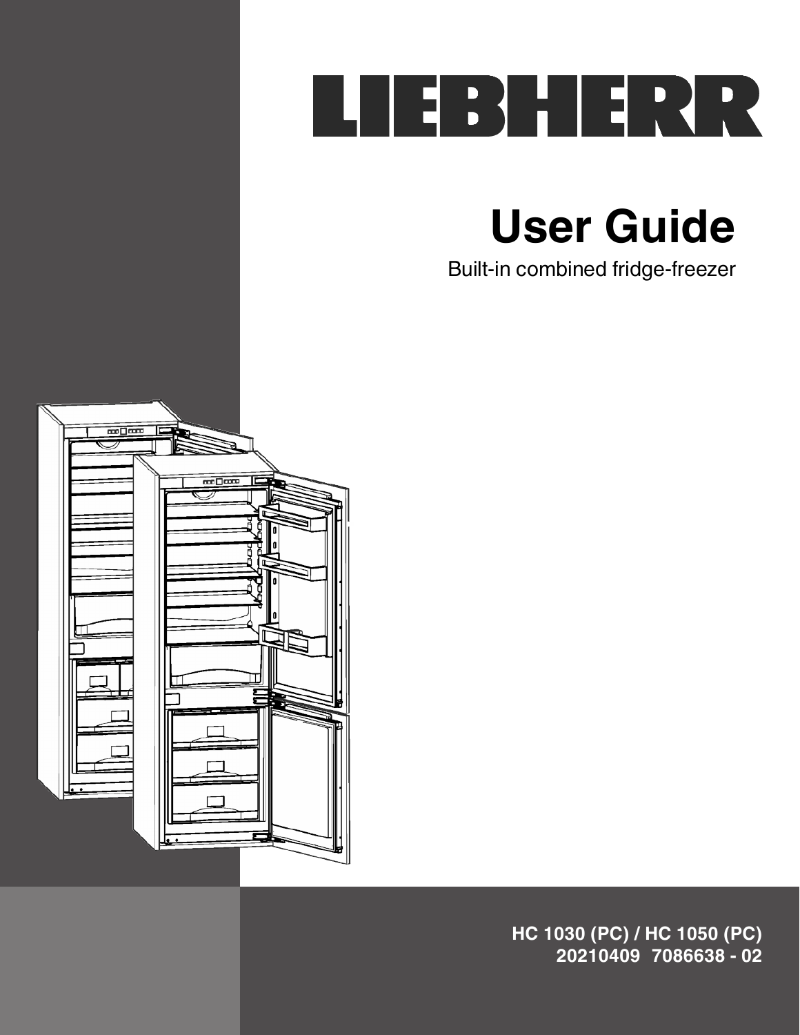# LIEBHERR

## User Guide

Built-in combined fridge-freezer

**HC 1030 (PC) / HC 1050 (PC)**
**20210409 7086638 - 02**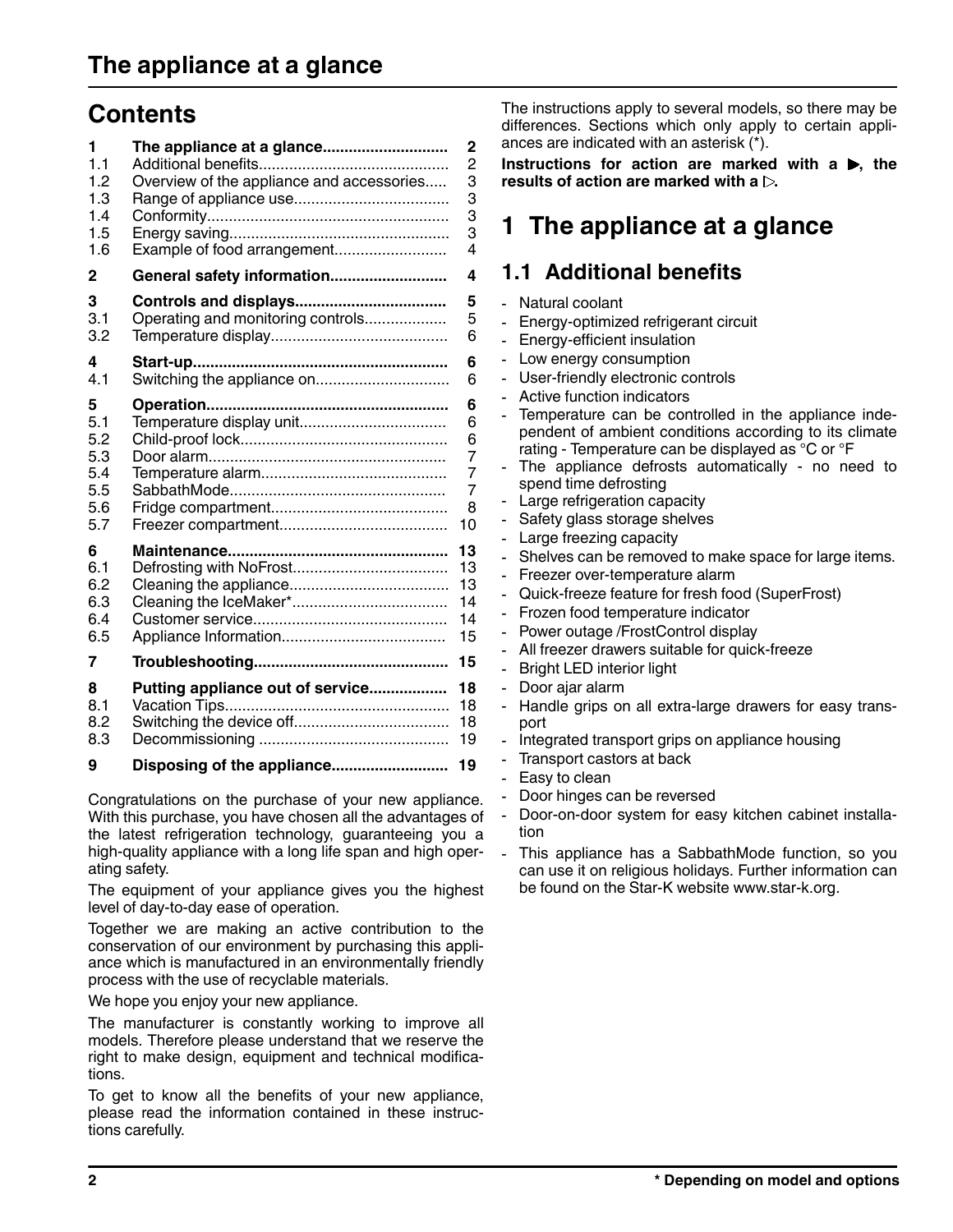# The appliance at a glance

## Contents

| | | |
|---|---|---|
| **1** | **The appliance at a glance** | **2** |
| 1.1 | Additional benefits | 2 |
| 1.2 | Overview of the appliance and accessories | 3 |
| 1.3 | Range of appliance use | 3 |
| 1.4 | Conformity | 3 |
| 1.5 | Energy saving | 3 |
| 1.6 | Example of food arrangement | 4 |
| **2** | **General safety information** | **4** |
| **3** | **Controls and displays** | **5** |
| 3.1 | Operating and monitoring controls | 5 |
| 3.2 | Temperature display | 6 |
| **4** | **Start-up** | **6** |
| 4.1 | Switching the appliance on | 6 |
| **5** | **Operation** | **6** |
| 5.1 | Temperature display unit | 6 |
| 5.2 | Child-proof lock | 6 |
| 5.3 | Door alarm | 7 |
| 5.4 | Temperature alarm | 7 |
| 5.5 | SabbathMode | 7 |
| 5.6 | Fridge compartment | 8 |
| 5.7 | Freezer compartment | 10 |
| **6** | **Maintenance** | **13** |
| 6.1 | Defrosting with NoFrost | 13 |
| 6.2 | Cleaning the appliance | 13 |
| 6.3 | Cleaning the IceMaker* | 14 |
| 6.4 | Customer service | 14 |
| 6.5 | Appliance Information | 15 |
| **7** | **Troubleshooting** | **15** |
| **8** | **Putting appliance out of service** | **18** |
| 8.1 | Vacation Tips | 18 |
| 8.2 | Switching the device off | 18 |
| 8.3 | Decommissioning | 19 |
| **9** | **Disposing of the appliance** | **19** |

Congratulations on the purchase of your new appliance. With this purchase, you have chosen all the advantages of the latest refrigeration technology, guaranteeing you a high-quality appliance with a long life span and high operating safety.

The equipment of your appliance gives you the highest level of day-to-day ease of operation.

Together we are making an active contribution to the conservation of our environment by purchasing this appliance which is manufactured in an environmentally friendly process with the use of recyclable materials.

We hope you enjoy your new appliance.

The manufacturer is constantly working to improve all models. Therefore please understand that we reserve the right to make design, equipment and technical modifications.

To get to know all the benefits of your new appliance, please read the information contained in these instructions carefully.

The instructions apply to several models, so there may be differences. Sections which only apply to certain appliances are indicated with an asterisk (*).

**Instructions for action are marked with a ▶, the results of action are marked with a ▷.**

# 1 The appliance at a glance

## 1.1 Additional benefits

- Natural coolant
- Energy-optimized refrigerant circuit
- Energy-efficient insulation
- Low energy consumption
- User-friendly electronic controls
- Active function indicators
- Temperature can be controlled in the appliance independent of ambient conditions according to its climate rating - Temperature can be displayed as °C or °F
- The appliance defrosts automatically - no need to spend time defrosting
- Large refrigeration capacity
- Safety glass storage shelves
- Large freezing capacity
- Shelves can be removed to make space for large items.
- Freezer over-temperature alarm
- Quick-freeze feature for fresh food (SuperFrost)
- Frozen food temperature indicator
- Power outage /FrostControl display
- All freezer drawers suitable for quick-freeze
- Bright LED interior light
- Door ajar alarm
- Handle grips on all extra-large drawers for easy transport
- Integrated transport grips on appliance housing
- Transport castors at back
- Easy to clean
- Door hinges can be reversed
- Door-on-door system for easy kitchen cabinet installation
- This appliance has a SabbathMode function, so you can use it on religious holidays. Further information can be found on the Star-K website www.star-k.org.

* Depending on model and options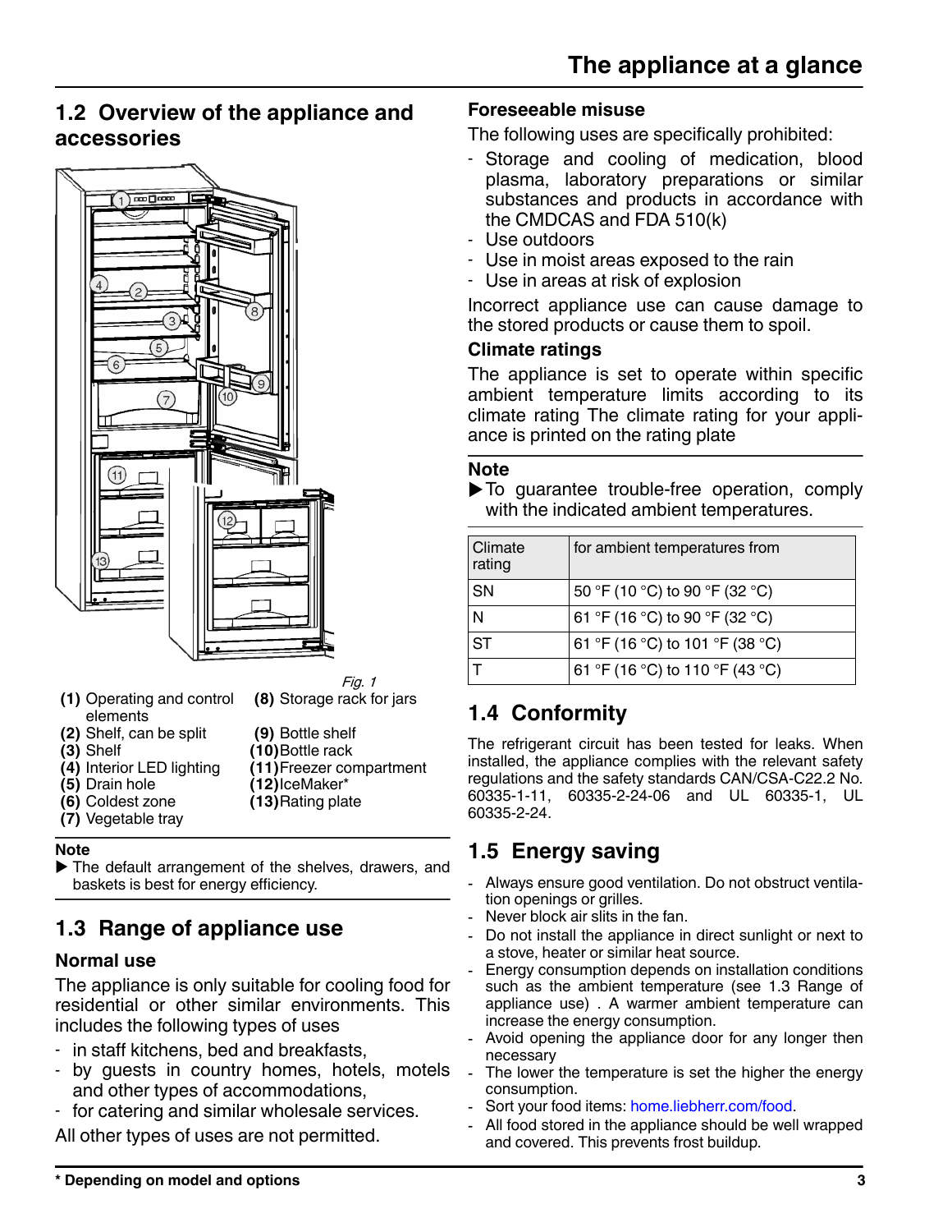## 1.2 Overview of the appliance and accessories

*Fig. 1*

**(1)** Operating and control elements
**(2)** Shelf, can be split
**(3)** Shelf
**(4)** Interior LED lighting
**(5)** Drain hole
**(6)** Coldest zone
**(7)** Vegetable tray
**(8)** Storage rack for jars
**(9)** Bottle shelf
**(10)** Bottle rack
**(11)** Freezer compartment
**(12)** IceMaker*
**(13)** Rating plate

**Note**

▶ The default arrangement of the shelves, drawers, and baskets is best for energy efficiency.

## 1.3 Range of appliance use

### Normal use

The appliance is only suitable for cooling food for residential or other similar environments. This includes the following types of uses

- in staff kitchens, bed and breakfasts,
- by guests in country homes, hotels, motels and other types of accommodations,
- for catering and similar wholesale services.

All other types of uses are not permitted.

### Foreseeable misuse

The following uses are specifically prohibited:

- Storage and cooling of medication, blood plasma, laboratory preparations or similar substances and products in accordance with the CMDCAS and FDA 510(k)
- Use outdoors
- Use in moist areas exposed to the rain
- Use in areas at risk of explosion

Incorrect appliance use can cause damage to the stored products or cause them to spoil.

### Climate ratings

The appliance is set to operate within specific ambient temperature limits according to its climate rating The climate rating for your appliance is printed on the rating plate

**Note**

▶ To guarantee trouble-free operation, comply with the indicated ambient temperatures.

| Climate rating | for ambient temperatures from |
|---|---|
| SN | 50 °F (10 °C) to 90 °F (32 °C) |
| N | 61 °F (16 °C) to 90 °F (32 °C) |
| ST | 61 °F (16 °C) to 101 °F (38 °C) |
| T | 61 °F (16 °C) to 110 °F (43 °C) |

## 1.4 Conformity

The refrigerant circuit has been tested for leaks. When installed, the appliance complies with the relevant safety regulations and the safety standards CAN/CSA-C22.2 No. 60335-1-11, 60335-2-24-06 and UL 60335-1, UL 60335-2-24.

## 1.5 Energy saving

- Always ensure good ventilation. Do not obstruct ventilation openings or grilles.
- Never block air slits in the fan.
- Do not install the appliance in direct sunlight or next to a stove, heater or similar heat source.
- Energy consumption depends on installation conditions such as the ambient temperature (see 1.3 Range of appliance use) . A warmer ambient temperature can increase the energy consumption.
- Avoid opening the appliance door for any longer then necessary
- The lower the temperature is set the higher the energy consumption.
- Sort your food items: home.liebherr.com/food.
- All food stored in the appliance should be well wrapped and covered. This prevents frost buildup.

\* Depending on model and options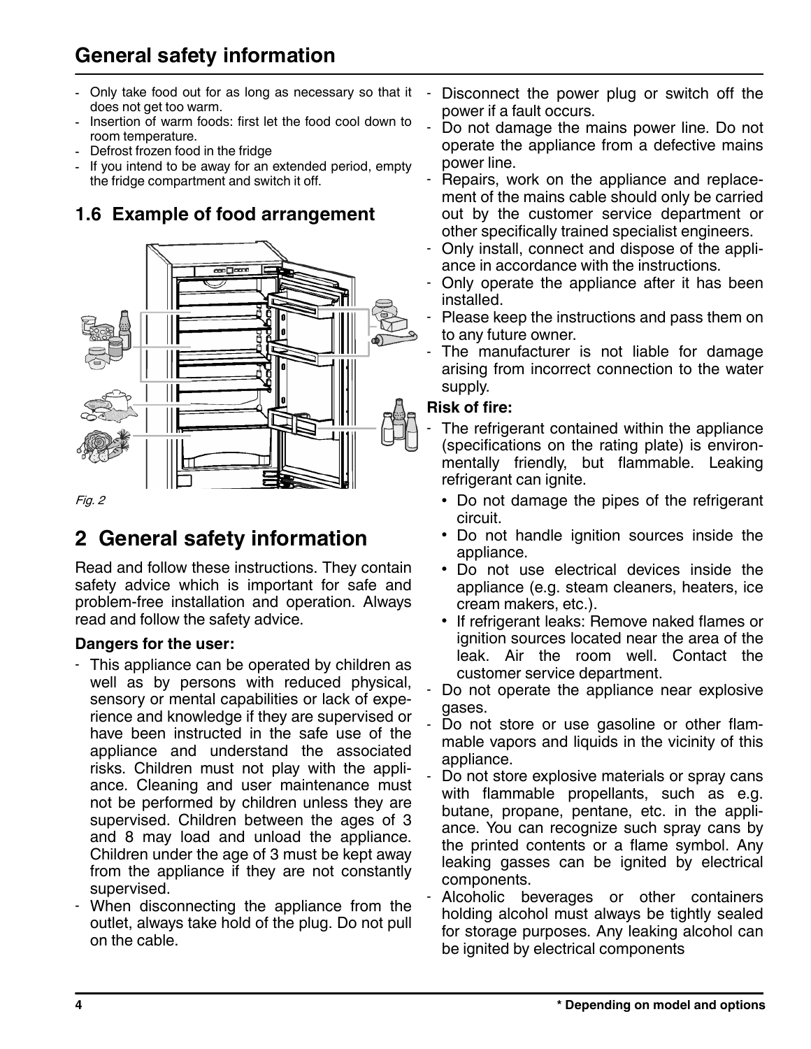- Only take food out for as long as necessary so that it does not get too warm.
- Insertion of warm foods: first let the food cool down to room temperature.
- Defrost frozen food in the fridge
- If you intend to be away for an extended period, empty the fridge compartment and switch it off.

## 1.6 Example of food arrangement

*Fig. 2*

# 2 General safety information

Read and follow these instructions. They contain safety advice which is important for safe and problem-free installation and operation. Always read and follow the safety advice.

**Dangers for the user:**

- This appliance can be operated by children as well as by persons with reduced physical, sensory or mental capabilities or lack of experience and knowledge if they are supervised or have been instructed in the safe use of the appliance and understand the associated risks. Children must not play with the appliance. Cleaning and user maintenance must not be performed by children unless they are supervised. Children between the ages of 3 and 8 may load and unload the appliance. Children under the age of 3 must be kept away from the appliance if they are not constantly supervised.
- When disconnecting the appliance from the outlet, always take hold of the plug. Do not pull on the cable.
- Disconnect the power plug or switch off the power if a fault occurs.
- Do not damage the mains power line. Do not operate the appliance from a defective mains power line.
- Repairs, work on the appliance and replacement of the mains cable should only be carried out by the customer service department or other specifically trained specialist engineers.
- Only install, connect and dispose of the appliance in accordance with the instructions.
- Only operate the appliance after it has been installed.
- Please keep the instructions and pass them on to any future owner.
- The manufacturer is not liable for damage arising from incorrect connection to the water supply.

**Risk of fire:**

- The refrigerant contained within the appliance (specifications on the rating plate) is environmentally friendly, but flammable. Leaking refrigerant can ignite.
  - Do not damage the pipes of the refrigerant circuit.
  - Do not handle ignition sources inside the appliance.
  - Do not use electrical devices inside the appliance (e.g. steam cleaners, heaters, ice cream makers, etc.).
  - If refrigerant leaks: Remove naked flames or ignition sources located near the area of the leak. Air the room well. Contact the customer service department.
- Do not operate the appliance near explosive gases.
- Do not store or use gasoline or other flammable vapors and liquids in the vicinity of this appliance.
- Do not store explosive materials or spray cans with flammable propellants, such as e.g. butane, propane, pentane, etc. in the appliance. You can recognize such spray cans by the printed contents or a flame symbol. Any leaking gasses can be ignited by electrical components.
- Alcoholic beverages or other containers holding alcohol must always be tightly sealed for storage purposes. Any leaking alcohol can be ignited by electrical components

\* Depending on model and options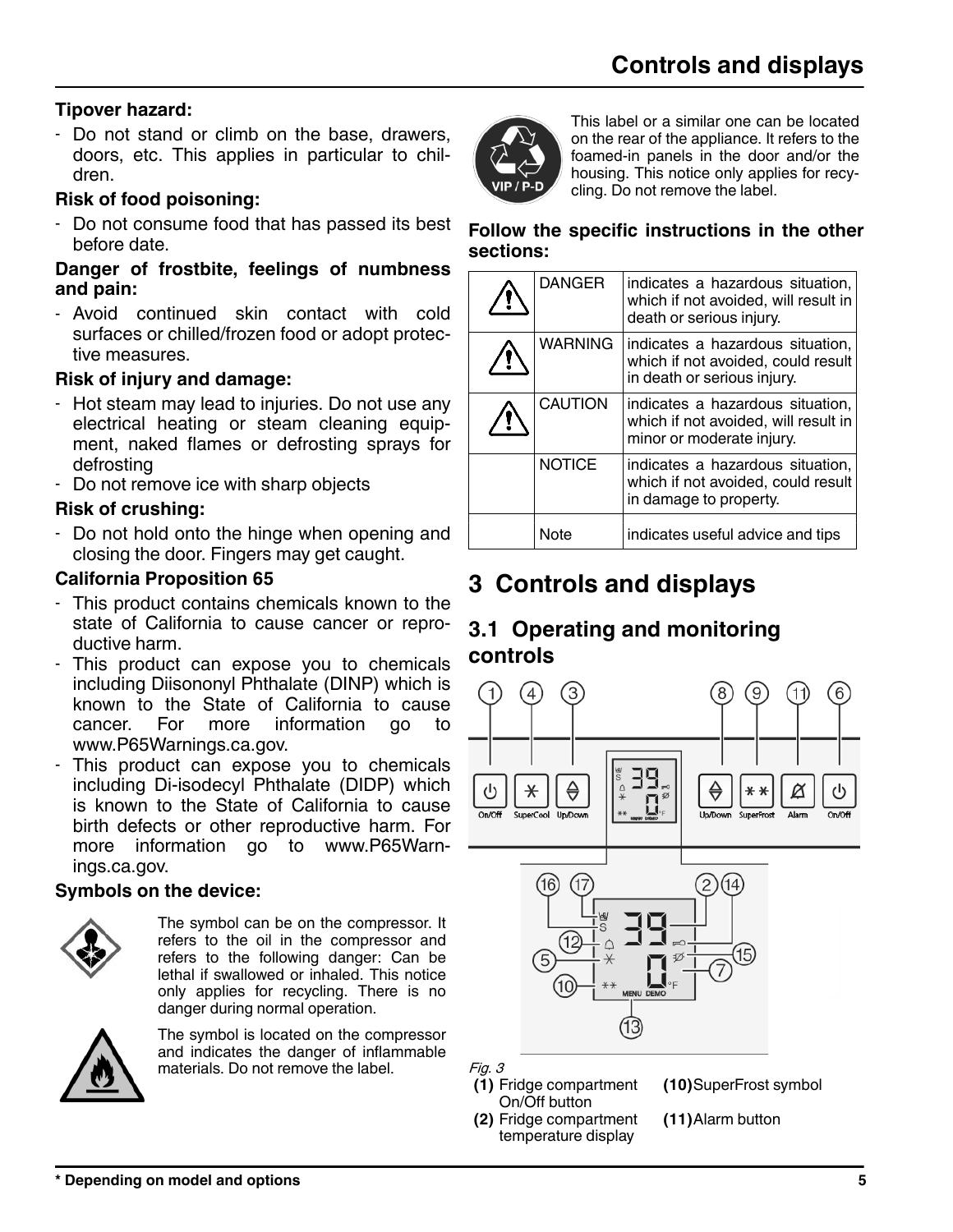**Tipover hazard:**

- Do not stand or climb on the base, drawers, doors, etc. This applies in particular to children.

**Risk of food poisoning:**

- Do not consume food that has passed its best before date.

**Danger of frostbite, feelings of numbness and pain:**

- Avoid continued skin contact with cold surfaces or chilled/frozen food or adopt protective measures.

**Risk of injury and damage:**

- Hot steam may lead to injuries. Do not use any electrical heating or steam cleaning equipment, naked flames or defrosting sprays for defrosting
- Do not remove ice with sharp objects

**Risk of crushing:**

- Do not hold onto the hinge when opening and closing the door. Fingers may get caught.

**California Proposition 65**

- This product contains chemicals known to the state of California to cause cancer or reproductive harm.
- This product can expose you to chemicals including Diisononyl Phthalate (DINP) which is known to the State of California to cause cancer. For more information go to www.P65Warnings.ca.gov.
- This product can expose you to chemicals including Di-isodecyl Phthalate (DIDP) which is known to the State of California to cause birth defects or other reproductive harm. For more information go to www.P65Warnings.ca.gov.

**Symbols on the device:**

The symbol can be on the compressor. It refers to the oil in the compressor and refers to the following danger: Can be lethal if swallowed or inhaled. This notice only applies for recycling. There is no danger during normal operation.

The symbol is located on the compressor and indicates the danger of inflammable materials. Do not remove the label.

This label or a similar one can be located on the rear of the appliance. It refers to the foamed-in panels in the door and/or the housing. This notice only applies for recycling. Do not remove the label.

**Follow the specific instructions in the other sections:**

| | | |
|---|---|---|
| ⚠ | DANGER | indicates a hazardous situation, which if not avoided, will result in death or serious injury. |
| ⚠ | WARNING | indicates a hazardous situation, which if not avoided, could result in death or serious injury. |
| ⚠ | CAUTION | indicates a hazardous situation, which if not avoided, will result in minor or moderate injury. |
| | NOTICE | indicates a hazardous situation, which if not avoided, could result in damage to property. |
| | Note | indicates useful advice and tips |

# 3 Controls and displays

## 3.1 Operating and monitoring controls

*Fig. 3*

**(1)** Fridge compartment On/Off button

**(2)** Fridge compartment temperature display

**(10)** SuperFrost symbol

**(11)** Alarm button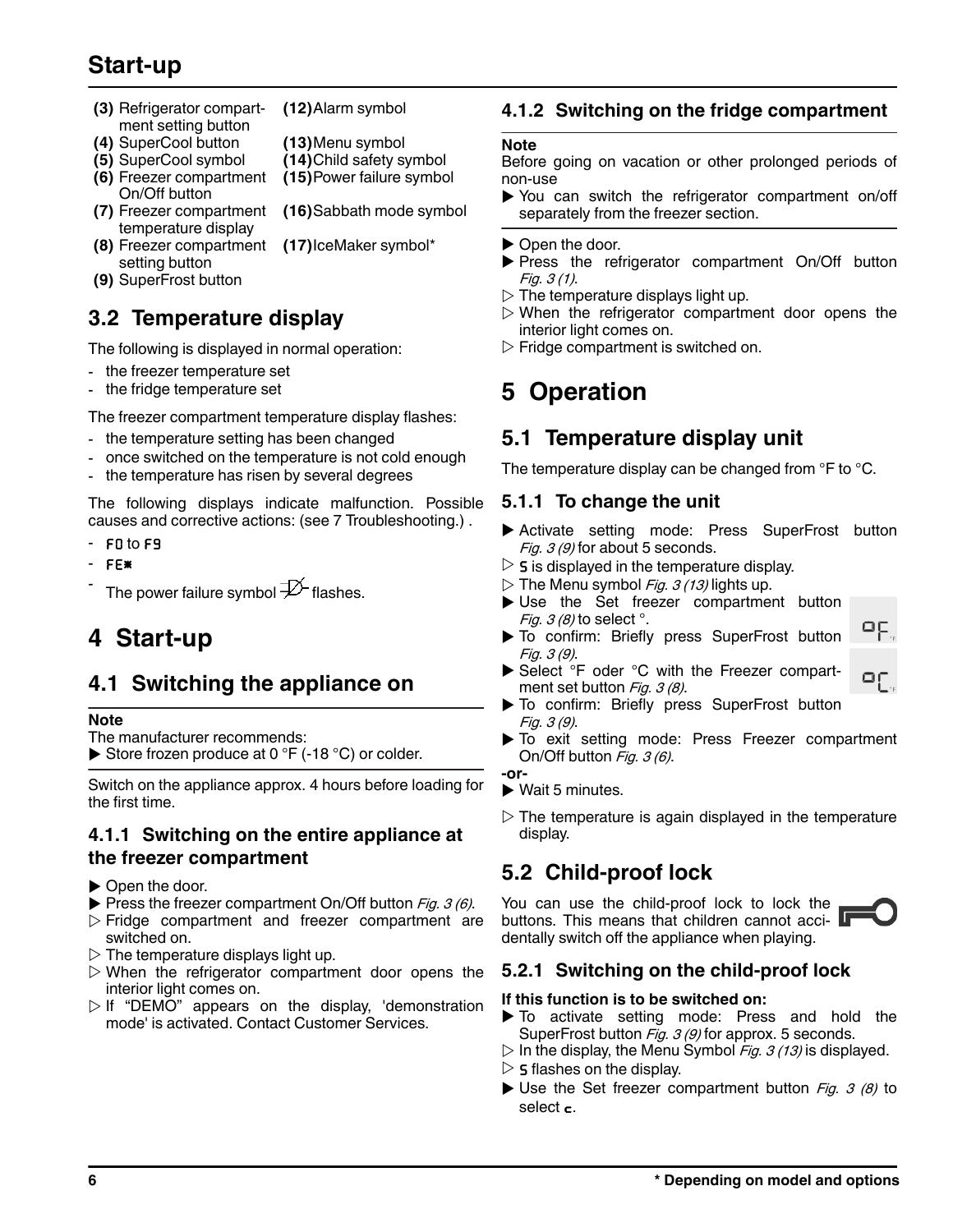- (3) Refrigerator compartment setting button
- (4) SuperCool button
- (5) SuperCool symbol
- (6) Freezer compartment On/Off button
- (7) Freezer compartment temperature display
- (8) Freezer compartment setting button
- (9) SuperFrost button
- (12) Alarm symbol
- (13) Menu symbol
- (14) Child safety symbol
- (15) Power failure symbol
- (16) Sabbath mode symbol
- (17) IceMaker symbol*

## 3.2 Temperature display

The following is displayed in normal operation:

- the freezer temperature set
- the fridge temperature set

The freezer compartment temperature display flashes:

- the temperature setting has been changed
- once switched on the temperature is not cold enough
- the temperature has risen by several degrees

The following displays indicate malfunction. Possible causes and corrective actions: (see 7 Troubleshooting.) .

- F0 to F9
- FE*
- The power failure symbol flashes.

# 4 Start-up

## 4.1 Switching the appliance on

**Note**
The manufacturer recommends:
▶ Store frozen produce at 0 °F (-18 °C) or colder.

Switch on the appliance approx. 4 hours before loading for the first time.

### 4.1.1 Switching on the entire appliance at the freezer compartment

▶ Open the door.
▶ Press the freezer compartment On/Off button *Fig. 3 (6)*.
▷ Fridge compartment and freezer compartment are switched on.
▷ The temperature displays light up.
▷ When the refrigerator compartment door opens the interior light comes on.
▷ If “DEMO” appears on the display, 'demonstration mode' is activated. Contact Customer Services.

### 4.1.2 Switching on the fridge compartment

**Note**
Before going on vacation or other prolonged periods of non-use
▶ You can switch the refrigerator compartment on/off separately from the freezer section.

▶ Open the door.
▶ Press the refrigerator compartment On/Off button *Fig. 3 (1)*.
▷ The temperature displays light up.
▷ When the refrigerator compartment door opens the interior light comes on.
▷ Fridge compartment is switched on.

# 5 Operation

## 5.1 Temperature display unit

The temperature display can be changed from °F to °C.

### 5.1.1 To change the unit

▶ Activate setting mode: Press SuperFrost button *Fig. 3 (9)* for about 5 seconds.
▷ S is displayed in the temperature display.
▷ The Menu symbol *Fig. 3 (13)* lights up.
▶ Use the Set freezer compartment button *Fig. 3 (8)* to select °.
▶ To confirm: Briefly press SuperFrost button *Fig. 3 (9)*.
▶ Select °F oder °C with the Freezer compartment set button *Fig. 3 (8)*.
▶ To confirm: Briefly press SuperFrost button *Fig. 3 (9)*.
▶ To exit setting mode: Press Freezer compartment On/Off button *Fig. 3 (6)*.

**-or-**

▶ Wait 5 minutes.

▷ The temperature is again displayed in the temperature display.

## 5.2 Child-proof lock

You can use the child-proof lock to lock the buttons. This means that children cannot accidentally switch off the appliance when playing.

### 5.2.1 Switching on the child-proof lock

**If this function is to be switched on:**
▶ To activate setting mode: Press and hold the SuperFrost button *Fig. 3 (9)* for approx. 5 seconds.
▷ In the display, the Menu Symbol *Fig. 3 (13)* is displayed.
▷ S flashes on the display.
▶ Use the Set freezer compartment button *Fig. 3 (8)* to select c.

\* Depending on model and options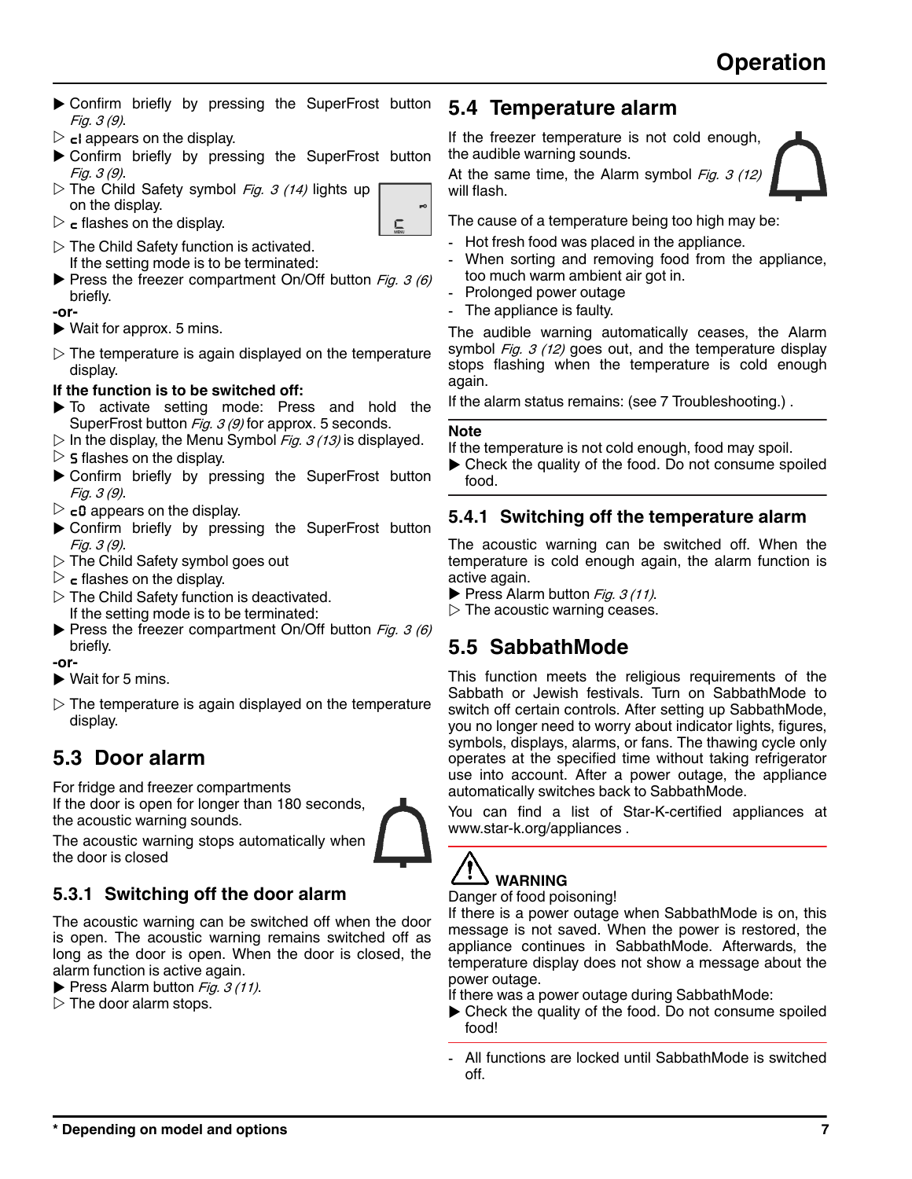- ▶ Confirm briefly by pressing the SuperFrost button *Fig. 3 (9)*.
- ▷ **cI** appears on the display.
- ▶ Confirm briefly by pressing the SuperFrost button *Fig. 3 (9)*.
- ▷ The Child Safety symbol *Fig. 3 (14)* lights up on the display.
- ▷ **c** flashes on the display.
- ▷ The Child Safety function is activated.
  If the setting mode is to be terminated:
- ▶ Press the freezer compartment On/Off button *Fig. 3 (6)* briefly.

**-or-**

- ▶ Wait for approx. 5 mins.
- ▷ The temperature is again displayed on the temperature display.

**If the function is to be switched off:**

- ▶ To activate setting mode: Press and hold the SuperFrost button *Fig. 3 (9)* for approx. 5 seconds.
- ▷ In the display, the Menu Symbol *Fig. 3 (13)* is displayed.
- ▷ **S** flashes on the display.
- ▶ Confirm briefly by pressing the SuperFrost button *Fig. 3 (9)*.
- ▷ **c0** appears on the display.
- ▶ Confirm briefly by pressing the SuperFrost button *Fig. 3 (9)*.
- ▷ The Child Safety symbol goes out
- ▷ **c** flashes on the display.
- ▷ The Child Safety function is deactivated.
  If the setting mode is to be terminated:
- ▶ Press the freezer compartment On/Off button *Fig. 3 (6)* briefly.

**-or-**

- ▶ Wait for 5 mins.
- ▷ The temperature is again displayed on the temperature display.

## 5.3 Door alarm

For fridge and freezer compartments
If the door is open for longer than 180 seconds, the acoustic warning sounds.

The acoustic warning stops automatically when the door is closed

### 5.3.1 Switching off the door alarm

The acoustic warning can be switched off when the door is open. The acoustic warning remains switched off as long as the door is open. When the door is closed, the alarm function is active again.

- ▶ Press Alarm button *Fig. 3 (11)*.
- ▷ The door alarm stops.

## 5.4 Temperature alarm

If the freezer temperature is not cold enough, the audible warning sounds.

At the same time, the Alarm symbol *Fig. 3 (12)* will flash.

The cause of a temperature being too high may be:

- Hot fresh food was placed in the appliance.
- When sorting and removing food from the appliance, too much warm ambient air got in.
- Prolonged power outage
- The appliance is faulty.

The audible warning automatically ceases, the Alarm symbol *Fig. 3 (12)* goes out, and the temperature display stops flashing when the temperature is cold enough again.

If the alarm status remains: (see 7 Troubleshooting.) .

**Note**

If the temperature is not cold enough, food may spoil.

- ▶ Check the quality of the food. Do not consume spoiled food.

### 5.4.1 Switching off the temperature alarm

The acoustic warning can be switched off. When the temperature is cold enough again, the alarm function is active again.

- ▶ Press Alarm button *Fig. 3 (11)*.
- ▷ The acoustic warning ceases.

## 5.5 SabbathMode

This function meets the religious requirements of the Sabbath or Jewish festivals. Turn on SabbathMode to switch off certain controls. After setting up SabbathMode, you no longer need to worry about indicator lights, figures, symbols, displays, alarms, or fans. The thawing cycle only operates at the specified time without taking refrigerator use into account. After a power outage, the appliance automatically switches back to SabbathMode.

You can find a list of Star-K-certified appliances at www.star-k.org/appliances .

**WARNING**

Danger of food poisoning!

If there is a power outage when SabbathMode is on, this message is not saved. When the power is restored, the appliance continues in SabbathMode. Afterwards, the temperature display does not show a message about the power outage.

If there was a power outage during SabbathMode:

- ▶ Check the quality of the food. Do not consume spoiled food!

- All functions are locked until SabbathMode is switched off.

**\* Depending on model and options**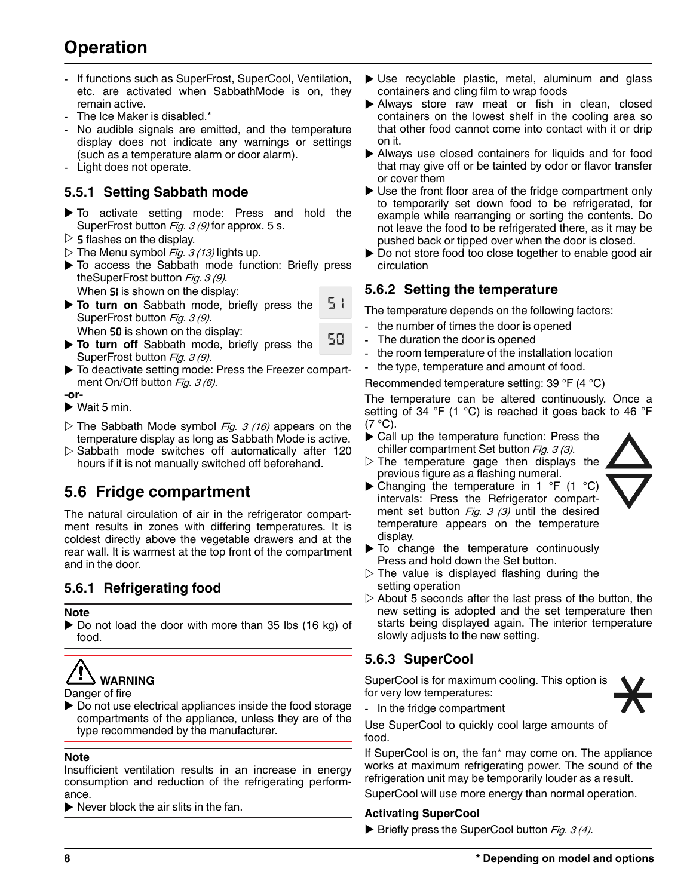# Operation

- If functions such as SuperFrost, SuperCool, Ventilation, etc. are activated when SabbathMode is on, they remain active.
- The Ice Maker is disabled.*
- No audible signals are emitted, and the temperature display does not indicate any warnings or settings (such as a temperature alarm or door alarm).
- Light does not operate.

### 5.5.1 Setting Sabbath mode

▶ To activate setting mode: Press and hold the SuperFrost button *Fig. 3 (9)* for approx. 5 s.

▷ **S** flashes on the display.

▷ The Menu symbol *Fig. 3 (13)* lights up.

▶ To access the Sabbath mode function: Briefly press theSuperFrost button *Fig. 3 (9)*.

When **S1** is shown on the display:

▶ **To turn on** Sabbath mode, briefly press the SuperFrost button *Fig. 3 (9)*.

When **S0** is shown on the display:

▶ **To turn off** Sabbath mode, briefly press the SuperFrost button *Fig. 3 (9)*.

▶ To deactivate setting mode: Press the Freezer compartment On/Off button *Fig. 3 (6)*.

**-or-**

▶ Wait 5 min.

▷ The Sabbath Mode symbol *Fig. 3 (16)* appears on the temperature display as long as Sabbath Mode is active.

▷ Sabbath mode switches off automatically after 120 hours if it is not manually switched off beforehand.

## 5.6 Fridge compartment

The natural circulation of air in the refrigerator compartment results in zones with differing temperatures. It is coldest directly above the vegetable drawers and at the rear wall. It is warmest at the top front of the compartment and in the door.

### 5.6.1 Refrigerating food

**Note**

▶ Do not load the door with more than 35 lbs (16 kg) of food.

**WARNING**

Danger of fire

▶ Do not use electrical appliances inside the food storage compartments of the appliance, unless they are of the type recommended by the manufacturer.

**Note**

Insufficient ventilation results in an increase in energy consumption and reduction of the refrigerating performance.

▶ Never block the air slits in the fan.

▶ Use recyclable plastic, metal, aluminum and glass containers and cling film to wrap foods

▶ Always store raw meat or fish in clean, closed containers on the lowest shelf in the cooling area so that other food cannot come into contact with it or drip on it.

▶ Always use closed containers for liquids and for food that may give off or be tainted by odor or flavor transfer or cover them

▶ Use the front floor area of the fridge compartment only to temporarily set down food to be refrigerated, for example while rearranging or sorting the contents. Do not leave the food to be refrigerated there, as it may be pushed back or tipped over when the door is closed.

▶ Do not store food too close together to enable good air circulation

### 5.6.2 Setting the temperature

The temperature depends on the following factors:

- the number of times the door is opened
- The duration the door is opened
- the room temperature of the installation location
- the type, temperature and amount of food.

Recommended temperature setting: 39 °F (4 °C)

The temperature can be altered continuously. Once a setting of 34 °F (1 °C) is reached it goes back to 46 °F (7 °C).

▶ Call up the temperature function: Press the chiller compartment Set button *Fig. 3 (3)*.

▷ The temperature gage then displays the previous figure as a flashing numeral.

▶ Changing the temperature in 1 °F (1 °C) intervals: Press the Refrigerator compartment set button *Fig. 3 (3)* until the desired temperature appears on the temperature display.

▶ To change the temperature continuously Press and hold down the Set button.

▷ The value is displayed flashing during the setting operation

▷ About 5 seconds after the last press of the button, the new setting is adopted and the set temperature then starts being displayed again. The interior temperature slowly adjusts to the new setting.

### 5.6.3 SuperCool

SuperCool is for maximum cooling. This option is for very low temperatures:

- In the fridge compartment

Use SuperCool to quickly cool large amounts of food.

If SuperCool is on, the fan* may come on. The appliance works at maximum refrigerating power. The sound of the refrigeration unit may be temporarily louder as a result.

SuperCool will use more energy than normal operation.

#### Activating SuperCool

▶ Briefly press the SuperCool button *Fig. 3 (4)*.

**\* Depending on model and options**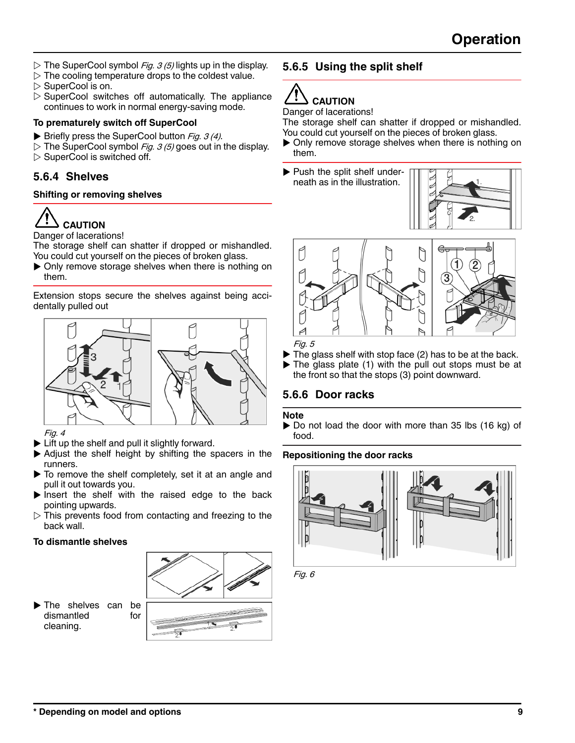- ▷ The SuperCool symbol *Fig. 3 (5)* lights up in the display.
- ▷ The cooling temperature drops to the coldest value.
- ▷ SuperCool is on.
- ▷ SuperCool switches off automatically. The appliance continues to work in normal energy-saving mode.

**To prematurely switch off SuperCool**

- ▶ Briefly press the SuperCool button *Fig. 3 (4)*.
- ▷ The SuperCool symbol *Fig. 3 (5)* goes out in the display.
- ▷ SuperCool is switched off.

### 5.6.4 Shelves

**Shifting or removing shelves**

**CAUTION**

Danger of lacerations!
The storage shelf can shatter if dropped or mishandled. You could cut yourself on the pieces of broken glass.

- ▶ Only remove storage shelves when there is nothing on them.

Extension stops secure the shelves against being accidentally pulled out

*Fig. 4*

- ▶ Lift up the shelf and pull it slightly forward.
- ▶ Adjust the shelf height by shifting the spacers in the runners.
- ▶ To remove the shelf completely, set it at an angle and pull it out towards you.
- ▶ Insert the shelf with the raised edge to the back pointing upwards.
- ▷ This prevents food from contacting and freezing to the back wall.

**To dismantle shelves**

- ▶ The shelves can be dismantled for cleaning.

### 5.6.5 Using the split shelf

**CAUTION**

Danger of lacerations!
The storage shelf can shatter if dropped or mishandled. You could cut yourself on the pieces of broken glass.

- ▶ Only remove storage shelves when there is nothing on them.

- ▶ Push the split shelf underneath as in the illustration.

*Fig. 5*

- ▶ The glass shelf with stop face (2) has to be at the back.
- ▶ The glass plate (1) with the pull out stops must be at the front so that the stops (3) point downward.

### 5.6.6 Door racks

**Note**

- ▶ Do not load the door with more than 35 lbs (16 kg) of food.

**Repositioning the door racks**

*Fig. 6*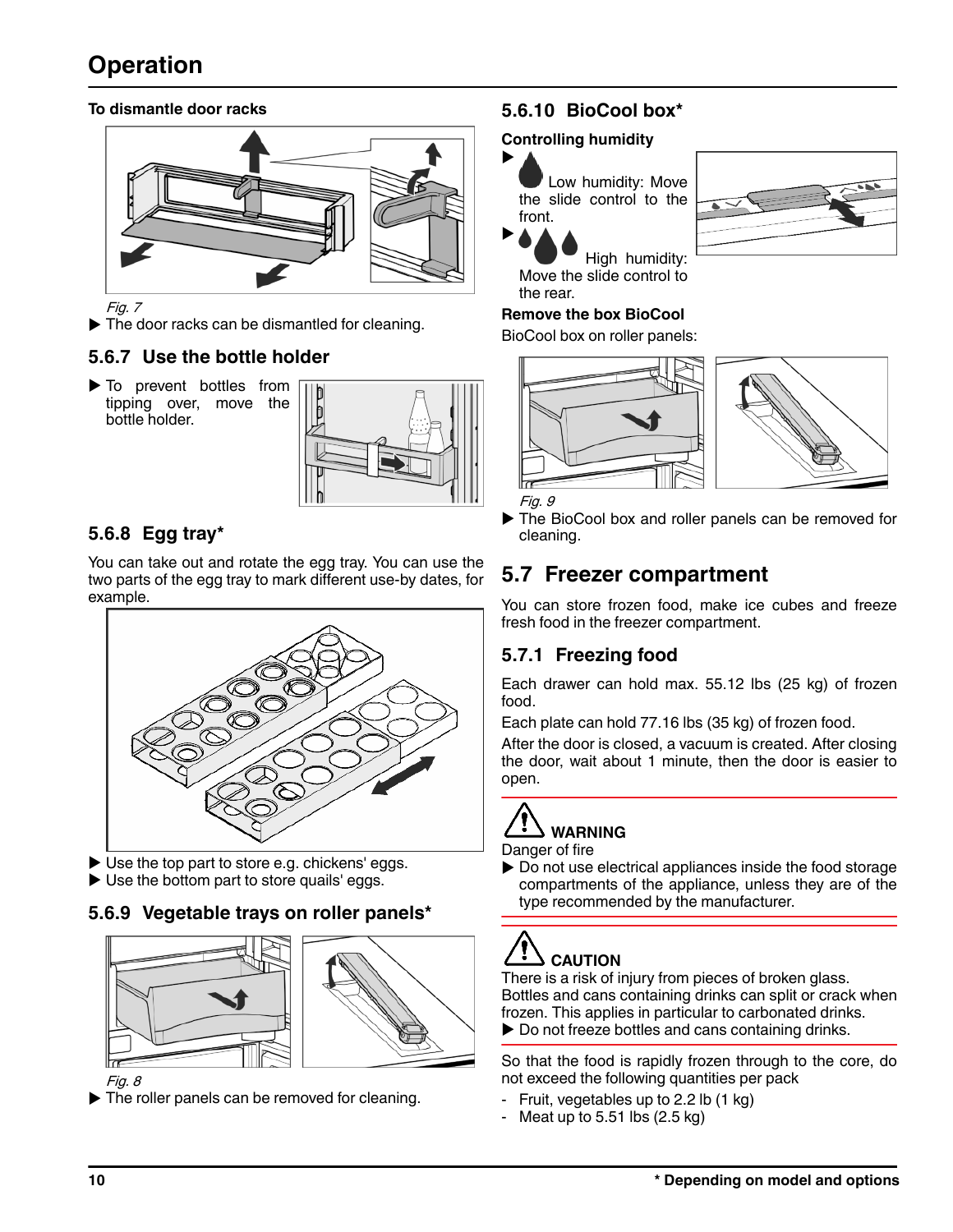# Operation

**To dismantle door racks**

*Fig. 7*

▶ The door racks can be dismantled for cleaning.

### 5.6.7 Use the bottle holder

▶ To prevent bottles from tipping over, move the bottle holder.

### 5.6.8 Egg tray*

You can take out and rotate the egg tray. You can use the two parts of the egg tray to mark different use-by dates, for example.

▶ Use the top part to store e.g. chickens' eggs.
▶ Use the bottom part to store quails' eggs.

### 5.6.9 Vegetable trays on roller panels*

*Fig. 8*

▶ The roller panels can be removed for cleaning.

### 5.6.10 BioCool box*

**Controlling humidity**

▶ Low humidity: Move the slide control to the front.
▶ High humidity: Move the slide control to the rear.

**Remove the box BioCool**

BioCool box on roller panels:

*Fig. 9*

▶ The BioCool box and roller panels can be removed for cleaning.

## 5.7 Freezer compartment

You can store frozen food, make ice cubes and freeze fresh food in the freezer compartment.

### 5.7.1 Freezing food

Each drawer can hold max. 55.12 lbs (25 kg) of frozen food.

Each plate can hold 77.16 lbs (35 kg) of frozen food.

After the door is closed, a vacuum is created. After closing the door, wait about 1 minute, then the door is easier to open.

**WARNING**

Danger of fire

▶ Do not use electrical appliances inside the food storage compartments of the appliance, unless they are of the type recommended by the manufacturer.

**CAUTION**

There is a risk of injury from pieces of broken glass. Bottles and cans containing drinks can split or crack when frozen. This applies in particular to carbonated drinks.

▶ Do not freeze bottles and cans containing drinks.

So that the food is rapidly frozen through to the core, do not exceed the following quantities per pack

- Fruit, vegetables up to 2.2 lb (1 kg)
- Meat up to 5.51 lbs (2.5 kg)

**\* Depending on model and options**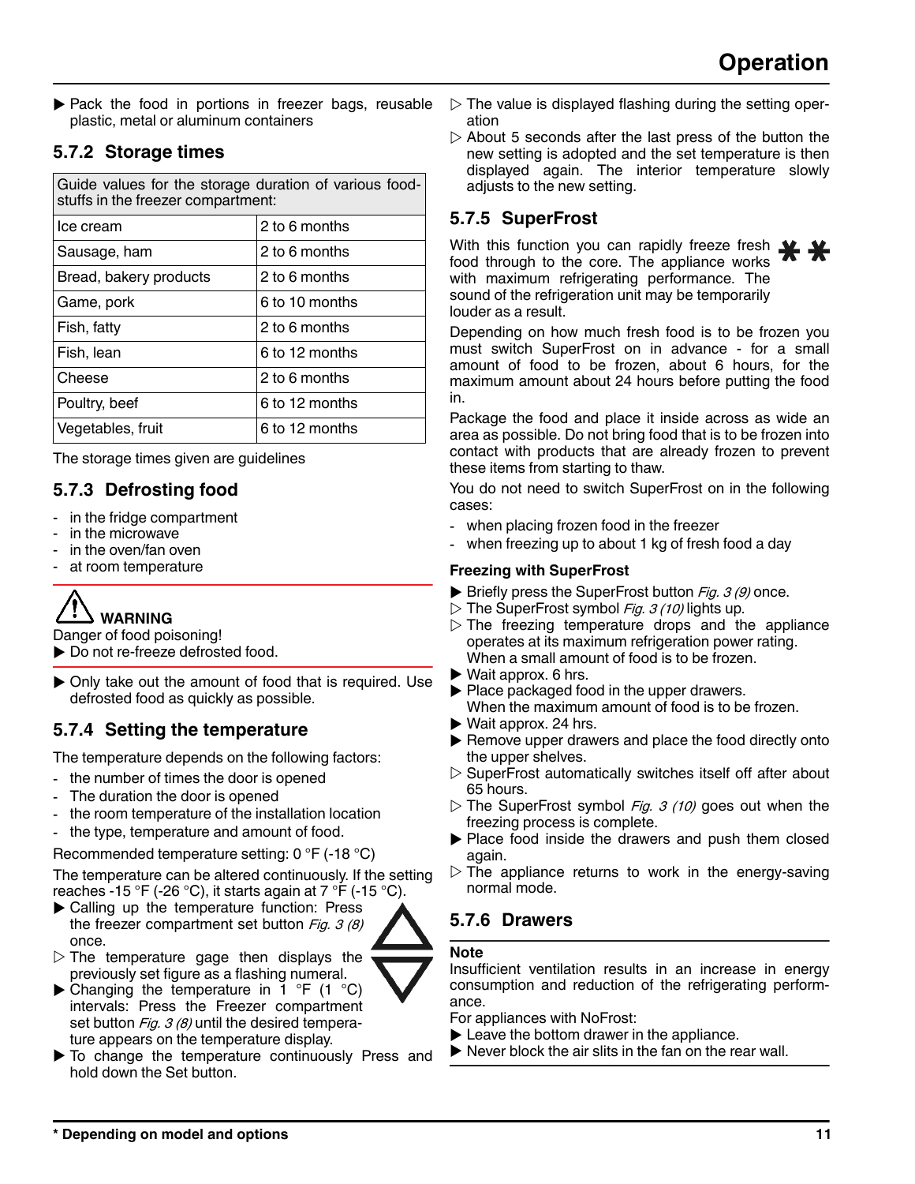▶ Pack the food in portions in freezer bags, reusable plastic, metal or aluminum containers

### 5.7.2 Storage times

| Guide values for the storage duration of various foodstuffs in the freezer compartment: | |
|---|---|
| Ice cream | 2 to 6 months |
| Sausage, ham | 2 to 6 months |
| Bread, bakery products | 2 to 6 months |
| Game, pork | 6 to 10 months |
| Fish, fatty | 2 to 6 months |
| Fish, lean | 6 to 12 months |
| Cheese | 2 to 6 months |
| Poultry, beef | 6 to 12 months |
| Vegetables, fruit | 6 to 12 months |

The storage times given are guidelines

### 5.7.3 Defrosting food

- in the fridge compartment
- in the microwave
- in the oven/fan oven
- at room temperature

**WARNING**
Danger of food poisoning!
▶ Do not re-freeze defrosted food.

▶ Only take out the amount of food that is required. Use defrosted food as quickly as possible.

### 5.7.4 Setting the temperature

The temperature depends on the following factors:

- the number of times the door is opened
- The duration the door is opened
- the room temperature of the installation location
- the type, temperature and amount of food.

Recommended temperature setting: 0 °F (-18 °C)

The temperature can be altered continuously. If the setting reaches -15 °F (-26 °C), it starts again at 7 °F (-15 °C).

▶ Calling up the temperature function: Press the freezer compartment set button *Fig. 3 (8)* once.
▷ The temperature gage then displays the previously set figure as a flashing numeral.
▶ Changing the temperature in 1 °F (1 °C) intervals: Press the Freezer compartment set button *Fig. 3 (8)* until the desired temperature appears on the temperature display.
▶ To change the temperature continuously Press and hold down the Set button.
▷ The value is displayed flashing during the setting operation
▷ About 5 seconds after the last press of the button the new setting is adopted and the set temperature is then displayed again. The interior temperature slowly adjusts to the new setting.

### 5.7.5 SuperFrost

With this function you can rapidly freeze fresh food through to the core. The appliance works with maximum refrigerating performance. The sound of the refrigeration unit may be temporarily louder as a result.

Depending on how much fresh food is to be frozen you must switch SuperFrost on in advance - for a small amount of food to be frozen, about 6 hours, for the maximum amount about 24 hours before putting the food in.

Package the food and place it inside across as wide an area as possible. Do not bring food that is to be frozen into contact with products that are already frozen to prevent these items from starting to thaw.

You do not need to switch SuperFrost on in the following cases:

- when placing frozen food in the freezer
- when freezing up to about 1 kg of fresh food a day

**Freezing with SuperFrost**

▶ Briefly press the SuperFrost button *Fig. 3 (9)* once.
▷ The SuperFrost symbol *Fig. 3 (10)* lights up.
▷ The freezing temperature drops and the appliance operates at its maximum refrigeration power rating.
When a small amount of food is to be frozen.
▶ Wait approx. 6 hrs.
▶ Place packaged food in the upper drawers.
When the maximum amount of food is to be frozen.
▶ Wait approx. 24 hrs.
▶ Remove upper drawers and place the food directly onto the upper shelves.
▷ SuperFrost automatically switches itself off after about 65 hours.
▷ The SuperFrost symbol *Fig. 3 (10)* goes out when the freezing process is complete.
▶ Place food inside the drawers and push them closed again.
▷ The appliance returns to work in the energy-saving normal mode.

### 5.7.6 Drawers

**Note**
Insufficient ventilation results in an increase in energy consumption and reduction of the refrigerating performance.
For appliances with NoFrost:
▶ Leave the bottom drawer in the appliance.
▶ Never block the air slits in the fan on the rear wall.

**\* Depending on model and options**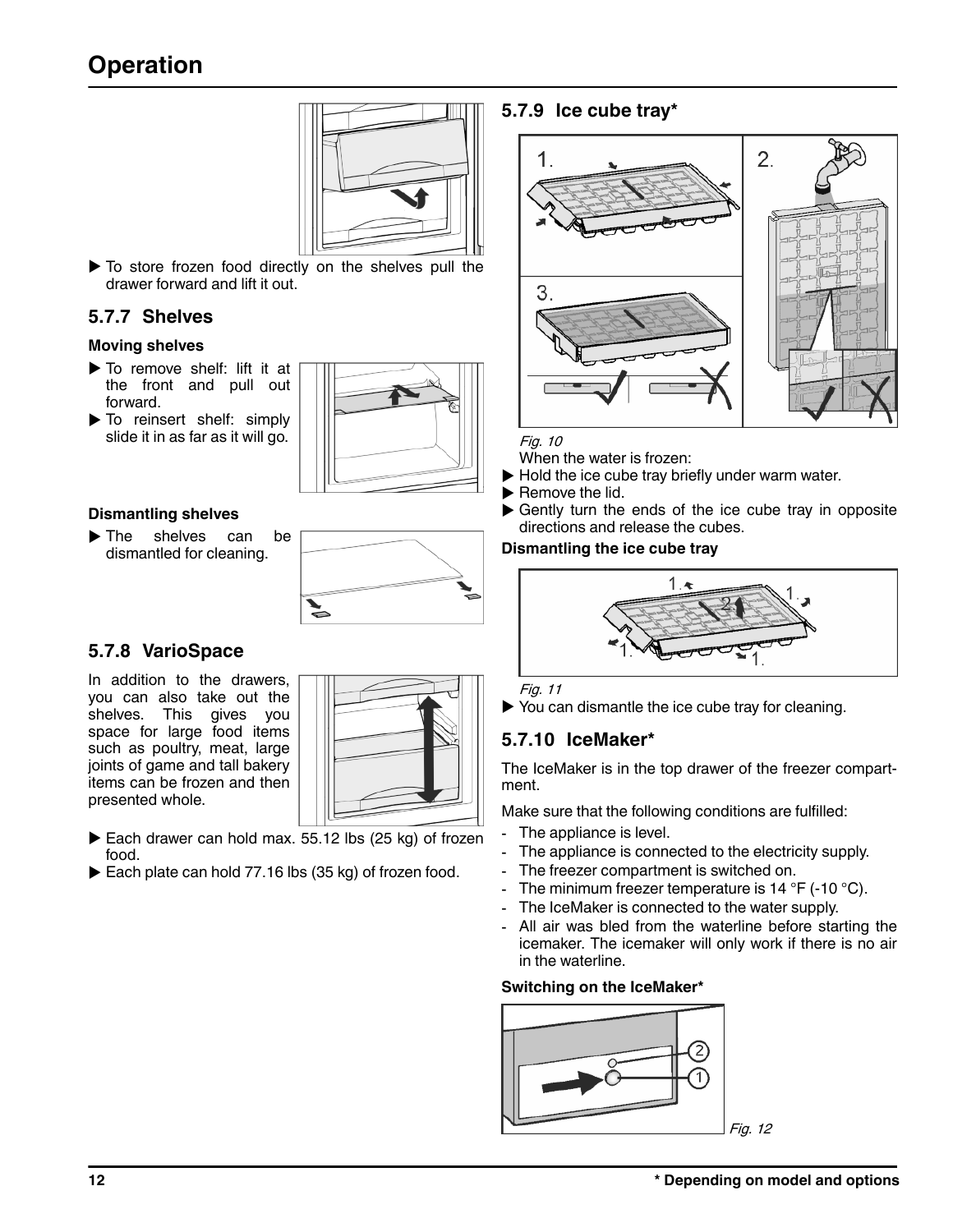- ▶ To store frozen food directly on the shelves pull the drawer forward and lift it out.

### 5.7.7 Shelves

**Moving shelves**

- ▶ To remove shelf: lift it at the front and pull out forward.
- ▶ To reinsert shelf: simply slide it in as far as it will go.

**Dismantling shelves**

- ▶ The shelves can be dismantled for cleaning.

### 5.7.8 VarioSpace

In addition to the drawers, you can also take out the shelves. This gives you space for large food items such as poultry, meat, large joints of game and tall bakery items can be frozen and then presented whole.

- ▶ Each drawer can hold max. 55.12 lbs (25 kg) of frozen food.
- ▶ Each plate can hold 77.16 lbs (35 kg) of frozen food.

### 5.7.9 Ice cube tray*

*Fig. 10*

When the water is frozen:

- ▶ Hold the ice cube tray briefly under warm water.
- ▶ Remove the lid.
- ▶ Gently turn the ends of the ice cube tray in opposite directions and release the cubes.

**Dismantling the ice cube tray**

*Fig. 11*

- ▶ You can dismantle the ice cube tray for cleaning.

### 5.7.10 IceMaker*

The IceMaker is in the top drawer of the freezer compartment.

Make sure that the following conditions are fulfilled:

- The appliance is level.
- The appliance is connected to the electricity supply.
- The freezer compartment is switched on.
- The minimum freezer temperature is 14 °F (-10 °C).
- The IceMaker is connected to the water supply.
- All air was bled from the waterline before starting the icemaker. The icemaker will only work if there is no air in the waterline.

**Switching on the IceMaker***

*Fig. 12*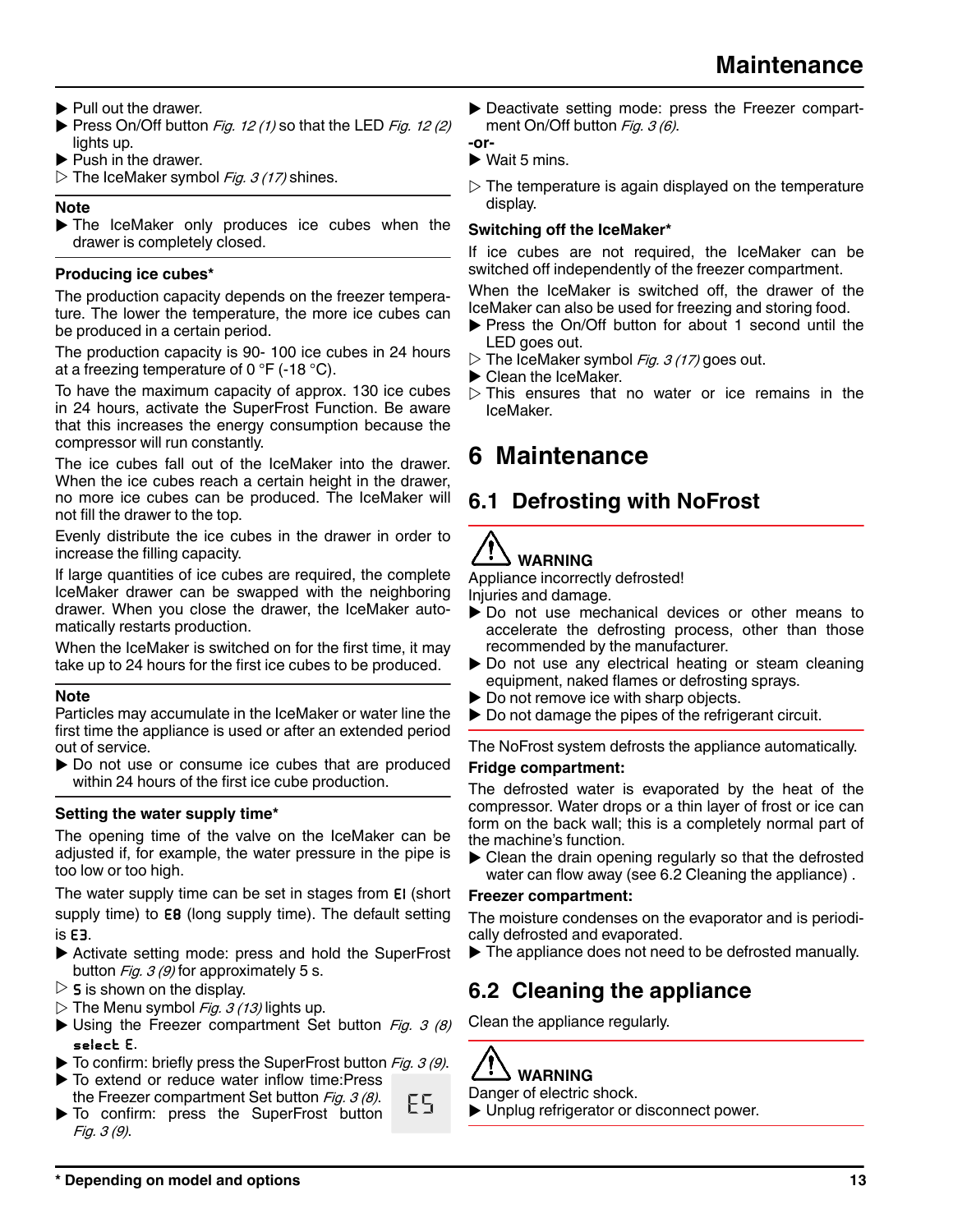- ▶ Pull out the drawer.
- ▶ Press On/Off button *Fig. 12 (1)* so that the LED *Fig. 12 (2)* lights up.
- ▶ Push in the drawer.
- ▷ The IceMaker symbol *Fig. 3 (17)* shines.

**Note**

- ▶ The IceMaker only produces ice cubes when the drawer is completely closed.

**Producing ice cubes***

The production capacity depends on the freezer temperature. The lower the temperature, the more ice cubes can be produced in a certain period.

The production capacity is 90- 100 ice cubes in 24 hours at a freezing temperature of 0 °F (-18 °C).

To have the maximum capacity of approx. 130 ice cubes in 24 hours, activate the SuperFrost Function. Be aware that this increases the energy consumption because the compressor will run constantly.

The ice cubes fall out of the IceMaker into the drawer. When the ice cubes reach a certain height in the drawer, no more ice cubes can be produced. The IceMaker will not fill the drawer to the top.

Evenly distribute the ice cubes in the drawer in order to increase the filling capacity.

If large quantities of ice cubes are required, the complete IceMaker drawer can be swapped with the neighboring drawer. When you close the drawer, the IceMaker automatically restarts production.

When the IceMaker is switched on for the first time, it may take up to 24 hours for the first ice cubes to be produced.

**Note**

Particles may accumulate in the IceMaker or water line the first time the appliance is used or after an extended period out of service.

- ▶ Do not use or consume ice cubes that are produced within 24 hours of the first ice cube production.

**Setting the water supply time***

The opening time of the valve on the IceMaker can be adjusted if, for example, the water pressure in the pipe is too low or too high.

The water supply time can be set in stages from E1 (short supply time) to E8 (long supply time). The default setting is E3.

- ▶ Activate setting mode: press and hold the SuperFrost button *Fig. 3 (9)* for approximately 5 s.
- ▷ S is shown on the display.
- ▷ The Menu symbol *Fig. 3 (13)* lights up.
- ▶ Using the Freezer compartment Set button *Fig. 3 (8)* select E.
- ▶ To confirm: briefly press the SuperFrost button *Fig. 3 (9)*.
- ▶ To extend or reduce water inflow time:Press the Freezer compartment Set button *Fig. 3 (8)*.
- ▶ To confirm: press the SuperFrost button *Fig. 3 (9)*.

E5

- ▶ Deactivate setting mode: press the Freezer compartment On/Off button *Fig. 3 (6)*.

**-or-**

- ▶ Wait 5 mins.
- ▷ The temperature is again displayed on the temperature display.

**Switching off the IceMaker***

If ice cubes are not required, the IceMaker can be switched off independently of the freezer compartment.

When the IceMaker is switched off, the drawer of the IceMaker can also be used for freezing and storing food.

- ▶ Press the On/Off button for about 1 second until the LED goes out.
- ▷ The IceMaker symbol *Fig. 3 (17)* goes out.
- ▶ Clean the IceMaker.
- ▷ This ensures that no water or ice remains in the IceMaker.

# 6 Maintenance

## 6.1 Defrosting with NoFrost

**⚠ WARNING**

Appliance incorrectly defrosted!

Injuries and damage.

- ▶ Do not use mechanical devices or other means to accelerate the defrosting process, other than those recommended by the manufacturer.
- ▶ Do not use any electrical heating or steam cleaning equipment, naked flames or defrosting sprays.
- ▶ Do not remove ice with sharp objects.
- ▶ Do not damage the pipes of the refrigerant circuit.

The NoFrost system defrosts the appliance automatically.

**Fridge compartment:**

The defrosted water is evaporated by the heat of the compressor. Water drops or a thin layer of frost or ice can form on the back wall; this is a completely normal part of the machine's function.

- ▶ Clean the drain opening regularly so that the defrosted water can flow away (see 6.2 Cleaning the appliance) .

**Freezer compartment:**

The moisture condenses on the evaporator and is periodically defrosted and evaporated.

- ▶ The appliance does not need to be defrosted manually.

## 6.2 Cleaning the appliance

Clean the appliance regularly.

**⚠ WARNING**

Danger of electric shock.

- ▶ Unplug refrigerator or disconnect power.

\* Depending on model and options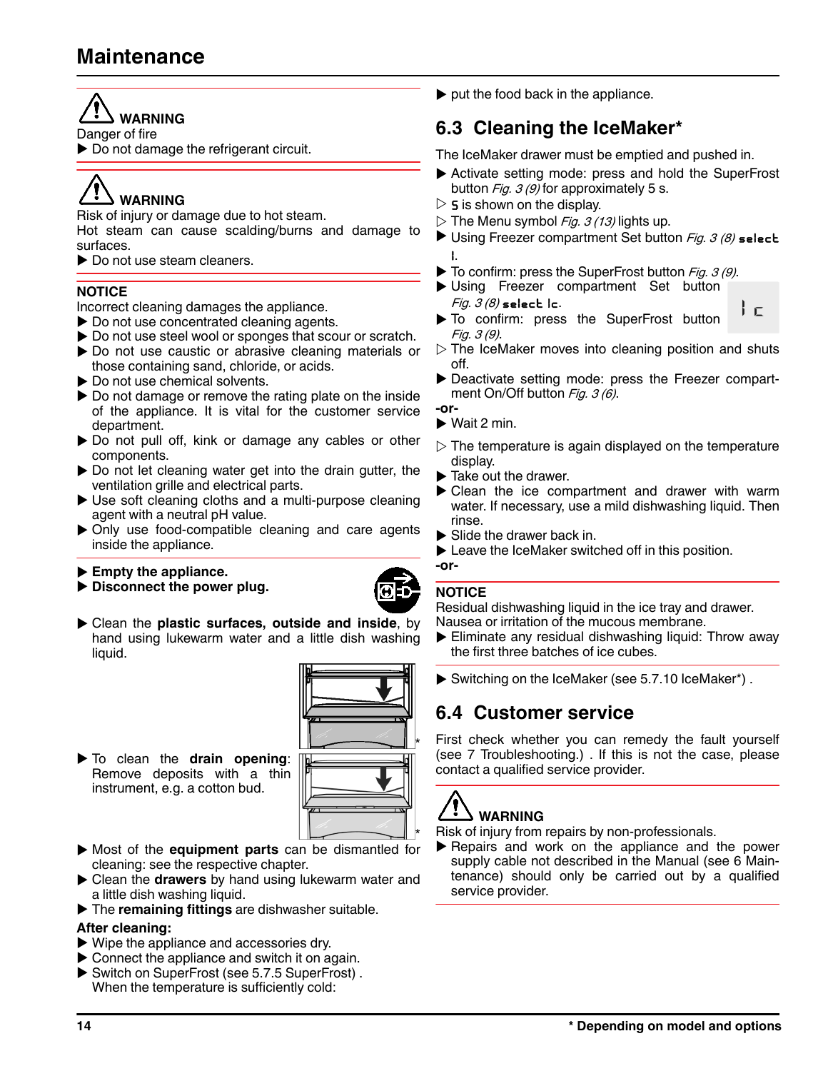# Maintenance

**WARNING**

Danger of fire

▶ Do not damage the refrigerant circuit.

**WARNING**

Risk of injury or damage due to hot steam.

Hot steam can cause scalding/burns and damage to surfaces.

▶ Do not use steam cleaners.

**NOTICE**

Incorrect cleaning damages the appliance.

▶ Do not use concentrated cleaning agents.

▶ Do not use steel wool or sponges that scour or scratch.

▶ Do not use caustic or abrasive cleaning materials or those containing sand, chloride, or acids.

▶ Do not use chemical solvents.

▶ Do not damage or remove the rating plate on the inside of the appliance. It is vital for the customer service department.

▶ Do not pull off, kink or damage any cables or other components.

▶ Do not let cleaning water get into the drain gutter, the ventilation grille and electrical parts.

▶ Use soft cleaning cloths and a multi-purpose cleaning agent with a neutral pH value.

▶ Only use food-compatible cleaning and care agents inside the appliance.

▶ **Empty the appliance.**

▶ **Disconnect the power plug.**

▶ Clean the **plastic surfaces, outside and inside**, by hand using lukewarm water and a little dish washing liquid.

▶ To clean the **drain opening**: Remove deposits with a thin instrument, e.g. a cotton bud.

▶ Most of the **equipment parts** can be dismantled for cleaning: see the respective chapter.

▶ Clean the **drawers** by hand using lukewarm water and a little dish washing liquid.

▶ The **remaining fittings** are dishwasher suitable.

**After cleaning:**

▶ Wipe the appliance and accessories dry.

▶ Connect the appliance and switch it on again.

▶ Switch on SuperFrost (see 5.7.5 SuperFrost) . When the temperature is sufficiently cold:

▶ put the food back in the appliance.

## 6.3 Cleaning the IceMaker*

The IceMaker drawer must be emptied and pushed in.

▶ Activate setting mode: press and hold the SuperFrost button *Fig. 3 (9)* for approximately 5 s.

▷ S is shown on the display.

▷ The Menu symbol *Fig. 3 (13)* lights up.

▶ Using Freezer compartment Set button *Fig. 3 (8)* select I.

▶ To confirm: press the SuperFrost button *Fig. 3 (9)*.

▶ Using Freezer compartment Set button *Fig. 3 (8)* select Ic.

▶ To confirm: press the SuperFrost button *Fig. 3 (9)*.

▷ The IceMaker moves into cleaning position and shuts off.

▶ Deactivate setting mode: press the Freezer compartment On/Off button *Fig. 3 (6)*.

**-or-**

▶ Wait 2 min.

▷ The temperature is again displayed on the temperature display.

▶ Take out the drawer.

▶ Clean the ice compartment and drawer with warm water. If necessary, use a mild dishwashing liquid. Then rinse.

▶ Slide the drawer back in.

▶ Leave the IceMaker switched off in this position.

**-or-**

**NOTICE**

Residual dishwashing liquid in the ice tray and drawer.

Nausea or irritation of the mucous membrane.

▶ Eliminate any residual dishwashing liquid: Throw away the first three batches of ice cubes.

▶ Switching on the IceMaker (see 5.7.10 IceMaker*) .

## 6.4 Customer service

First check whether you can remedy the fault yourself (see 7 Troubleshooting.) . If this is not the case, please contact a qualified service provider.

**WARNING**

Risk of injury from repairs by non-professionals.

▶ Repairs and work on the appliance and the power supply cable not described in the Manual (see 6 Maintenance) should only be carried out by a qualified service provider.

\* Depending on model and options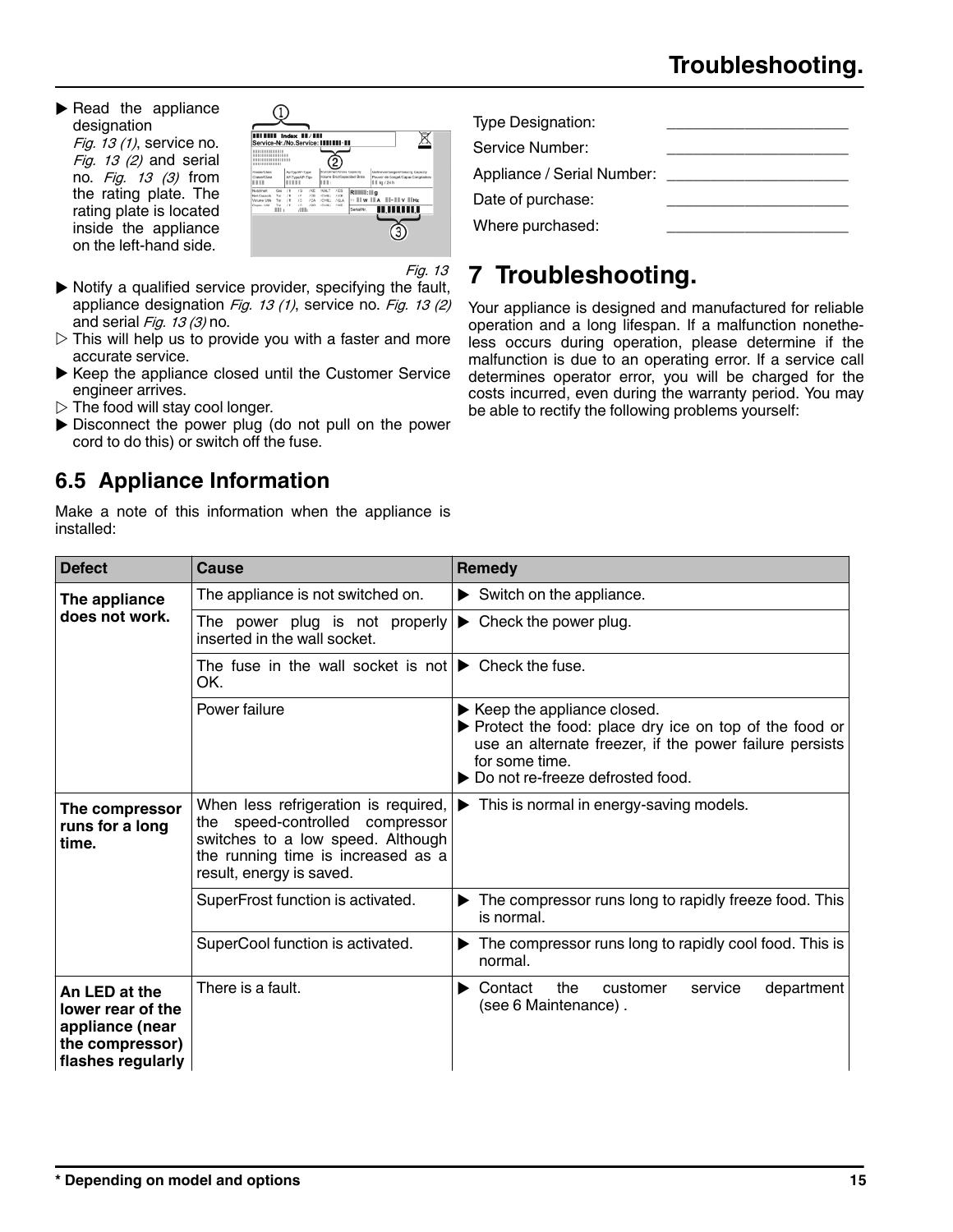- ▶ Read the appliance designation *Fig. 13 (1)*, service no. *Fig. 13 (2)* and serial no. *Fig. 13 (3)* from the rating plate. The rating plate is located inside the appliance on the left-hand side.

Fig. 13

- ▶ Notify a qualified service provider, specifying the fault, appliance designation *Fig. 13 (1)*, service no. *Fig. 13 (2)* and serial *Fig. 13 (3)* no.
- ▷ This will help us to provide you with a faster and more accurate service.
- ▶ Keep the appliance closed until the Customer Service engineer arrives.
- ▷ The food will stay cool longer.
- ▶ Disconnect the power plug (do not pull on the power cord to do this) or switch off the fuse.

## 6.5 Appliance Information

Make a note of this information when the appliance is installed:

| | |
|---|---|
| Type Designation: | ____________________ |
| Service Number: | ____________________ |
| Appliance / Serial Number: | ____________________ |
| Date of purchase: | ____________________ |
| Where purchased: | ____________________ |

# 7 Troubleshooting.

Your appliance is designed and manufactured for reliable operation and a long lifespan. If a malfunction nonetheless occurs during operation, please determine if the malfunction is due to an operating error. If a service call determines operator error, you will be charged for the costs incurred, even during the warranty period. You may be able to rectify the following problems yourself:

| Defect | Cause | Remedy |
|---|---|---|
| **The appliance does not work.** | The appliance is not switched on. | ▶ Switch on the appliance. |
| | The power plug is not properly inserted in the wall socket. | ▶ Check the power plug. |
| | The fuse in the wall socket is not OK. | ▶ Check the fuse. |
| | Power failure | ▶ Keep the appliance closed.<br>▶ Protect the food: place dry ice on top of the food or use an alternate freezer, if the power failure persists for some time.<br>▶ Do not re-freeze defrosted food. |
| **The compressor runs for a long time.** | When less refrigeration is required, the speed-controlled compressor switches to a low speed. Although the running time is increased as a result, energy is saved. | ▶ This is normal in energy-saving models. |
| | SuperFrost function is activated. | ▶ The compressor runs long to rapidly freeze food. This is normal. |
| | SuperCool function is activated. | ▶ The compressor runs long to rapidly cool food. This is normal. |
| **An LED at the lower rear of the appliance (near the compressor) flashes regularly** | There is a fault. | ▶ Contact the customer service department (see 6 Maintenance) . |

\* Depending on model and options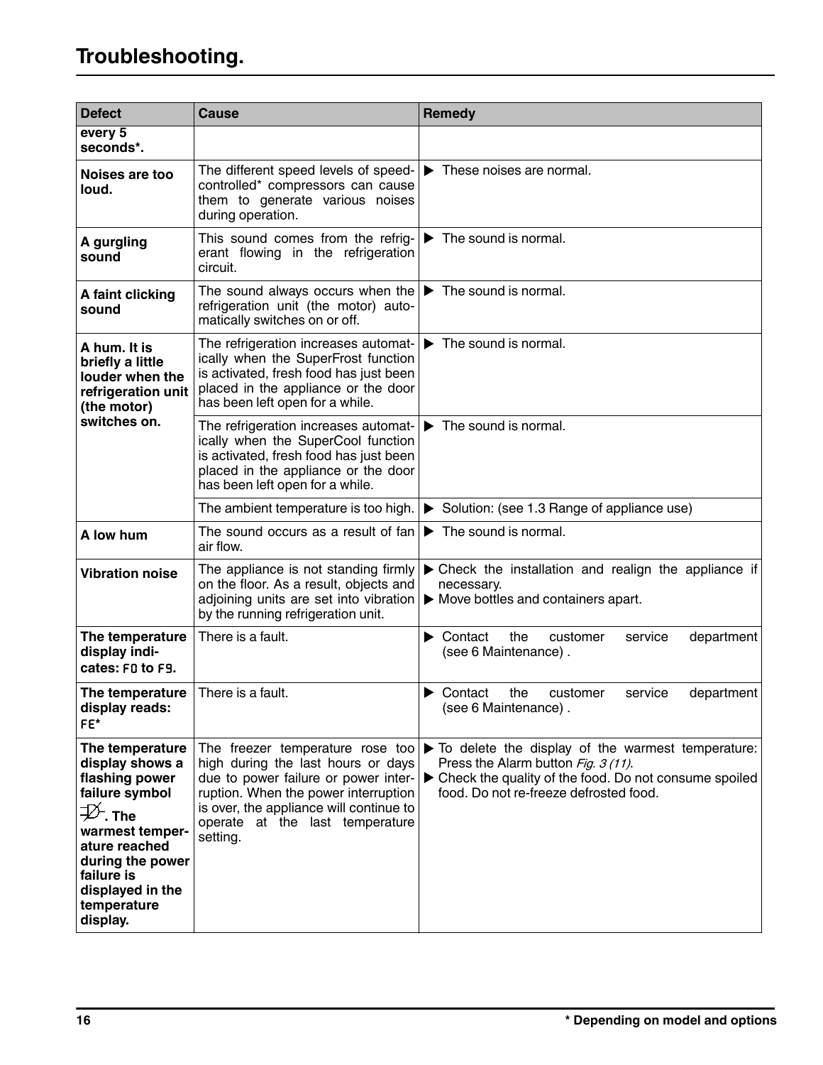# Troubleshooting.

| Defect | Cause | Remedy |
|---|---|---|
| **every 5 seconds*.** | | |
| **Noises are too loud.** | The different speed levels of speed-controlled* compressors can cause them to generate various noises during operation. | ▶ These noises are normal. |
| **A gurgling sound** | This sound comes from the refrigerant flowing in the refrigeration circuit. | ▶ The sound is normal. |
| **A faint clicking sound** | The sound always occurs when the refrigeration unit (the motor) automatically switches on or off. | ▶ The sound is normal. |
| **A hum. It is briefly a little louder when the refrigeration unit (the motor) switches on.** | The refrigeration increases automatically when the SuperFrost function is activated, fresh food has just been placed in the appliance or the door has been left open for a while. | ▶ The sound is normal. |
| | The refrigeration increases automatically when the SuperCool function is activated, fresh food has just been placed in the appliance or the door has been left open for a while. | ▶ The sound is normal. |
| | The ambient temperature is too high. | ▶ Solution: (see 1.3 Range of appliance use) |
| **A low hum** | The sound occurs as a result of fan air flow. | ▶ The sound is normal. |
| **Vibration noise** | The appliance is not standing firmly on the floor. As a result, objects and adjoining units are set into vibration by the running refrigeration unit. | ▶ Check the installation and realign the appliance if necessary.<br>▶ Move bottles and containers apart. |
| **The temperature display indicates: F0 to F9.** | There is a fault. | ▶ Contact the customer service department (see 6 Maintenance) . |
| **The temperature display reads: FE*** | There is a fault. | ▶ Contact the customer service department (see 6 Maintenance) . |
| **The temperature display shows a flashing power failure symbol. The warmest temperature reached during the power failure is displayed in the temperature display.** | The freezer temperature rose too high during the last hours or days due to power failure or power interruption. When the power interruption is over, the appliance will continue to operate at the last temperature setting. | ▶ To delete the display of the warmest temperature: Press the Alarm button *Fig. 3 (11)*.<br>▶ Check the quality of the food. Do not consume spoiled food. Do not re-freeze defrosted food. |

\* Depending on model and options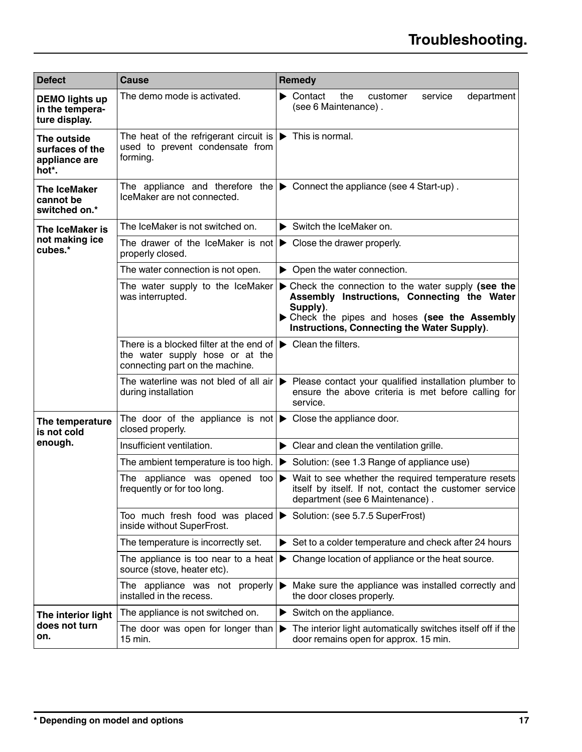# Troubleshooting.

| Defect | Cause | Remedy |
|---|---|---|
| **DEMO lights up in the temperature display.** | The demo mode is activated. | ▶ Contact the customer service department (see 6 Maintenance) . |
| **The outside surfaces of the appliance are hot*.** | The heat of the refrigerant circuit is used to prevent condensate from forming. | ▶ This is normal. |
| **The IceMaker cannot be switched on.*** | The appliance and therefore the IceMaker are not connected. | ▶ Connect the appliance (see 4 Start-up) . |
| **The IceMaker is not making ice cubes.*** | The IceMaker is not switched on. | ▶ Switch the IceMaker on. |
| | The drawer of the IceMaker is not properly closed. | ▶ Close the drawer properly. |
| | The water connection is not open. | ▶ Open the water connection. |
| | The water supply to the IceMaker was interrupted. | ▶ Check the connection to the water supply **(see the Assembly Instructions, Connecting the Water Supply)**.<br>▶ Check the pipes and hoses **(see the Assembly Instructions, Connecting the Water Supply)**. |
| | There is a blocked filter at the end of the water supply hose or at the connecting part on the machine. | ▶ Clean the filters. |
| | The waterline was not bled of all air during installation | ▶ Please contact your qualified installation plumber to ensure the above criteria is met before calling for service. |
| **The temperature is not cold enough.** | The door of the appliance is not closed properly. | ▶ Close the appliance door. |
| | Insufficient ventilation. | ▶ Clear and clean the ventilation grille. |
| | The ambient temperature is too high. | ▶ Solution: (see 1.3 Range of appliance use) |
| | The appliance was opened too frequently or for too long. | ▶ Wait to see whether the required temperature resets itself by itself. If not, contact the customer service department (see 6 Maintenance) . |
| | Too much fresh food was placed inside without SuperFrost. | ▶ Solution: (see 5.7.5 SuperFrost) |
| | The temperature is incorrectly set. | ▶ Set to a colder temperature and check after 24 hours |
| | The appliance is too near to a heat source (stove, heater etc). | ▶ Change location of appliance or the heat source. |
| | The appliance was not properly installed in the recess. | ▶ Make sure the appliance was installed correctly and the door closes properly. |
| **The interior light does not turn on.** | The appliance is not switched on. | ▶ Switch on the appliance. |
| | The door was open for longer than 15 min. | ▶ The interior light automatically switches itself off if the door remains open for approx. 15 min. |

**\* Depending on model and options**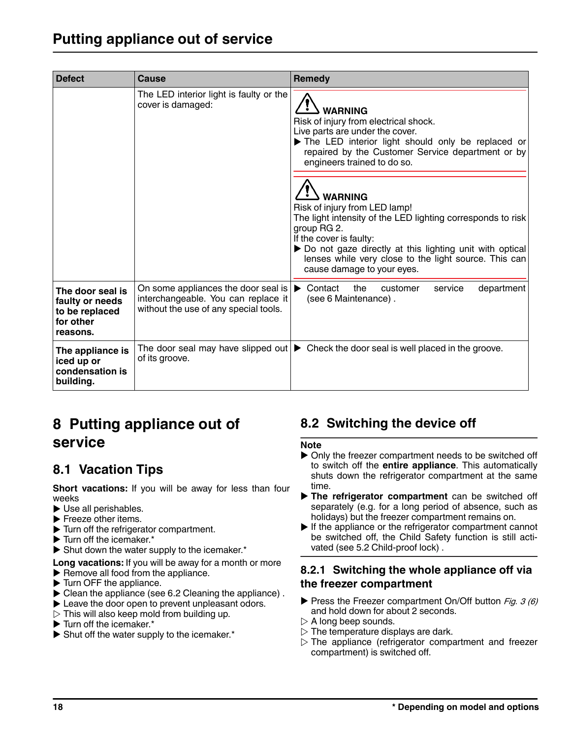| Defect | Cause | Remedy |
|---|---|---|
| | The LED interior light is faulty or the cover is damaged: | ⚠ **WARNING**<br>Risk of injury from electrical shock.<br>Live parts are under the cover.<br>▶ The LED interior light should only be replaced or repaired by the Customer Service department or by engineers trained to do so.<br><br>⚠ **WARNING**<br>Risk of injury from LED lamp!<br>The light intensity of the LED lighting corresponds to risk group RG 2.<br>If the cover is faulty:<br>▶ Do not gaze directly at this lighting unit with optical lenses while very close to the light source. This can cause damage to your eyes. |
| **The door seal is faulty or needs to be replaced for other reasons.** | On some appliances the door seal is interchangeable. You can replace it without the use of any special tools. | ▶ Contact the customer service department (see 6 Maintenance) . |
| **The appliance is iced up or condensation is building.** | The door seal may have slipped out of its groove. | ▶ Check the door seal is well placed in the groove. |

# 8 Putting appliance out of service

## 8.1 Vacation Tips

**Short vacations:** If you will be away for less than four weeks

- ▶ Use all perishables.
- ▶ Freeze other items.
- ▶ Turn off the refrigerator compartment.
- ▶ Turn off the icemaker.*
- ▶ Shut down the water supply to the icemaker.*

**Long vacations:** If you will be away for a month or more

- ▶ Remove all food from the appliance.
- ▶ Turn OFF the appliance.
- ▶ Clean the appliance (see 6.2 Cleaning the appliance) .
- ▶ Leave the door open to prevent unpleasant odors.
- ▷ This will also keep mold from building up.
- ▶ Turn off the icemaker.*
- ▶ Shut off the water supply to the icemaker.*

## 8.2 Switching the device off

**Note**

- ▶ Only the freezer compartment needs to be switched off to switch off the **entire appliance**. This automatically shuts down the refrigerator compartment at the same time.
- ▶ **The refrigerator compartment** can be switched off separately (e.g. for a long period of absence, such as holidays) but the freezer compartment remains on.
- ▶ If the appliance or the refrigerator compartment cannot be switched off, the Child Safety function is still activated (see 5.2 Child-proof lock) .

### 8.2.1 Switching the whole appliance off via the freezer compartment

- ▶ Press the Freezer compartment On/Off button *Fig. 3 (6)* and hold down for about 2 seconds.
- ▷ A long beep sounds.
- ▷ The temperature displays are dark.
- ▷ The appliance (refrigerator compartment and freezer compartment) is switched off.

* Depending on model and options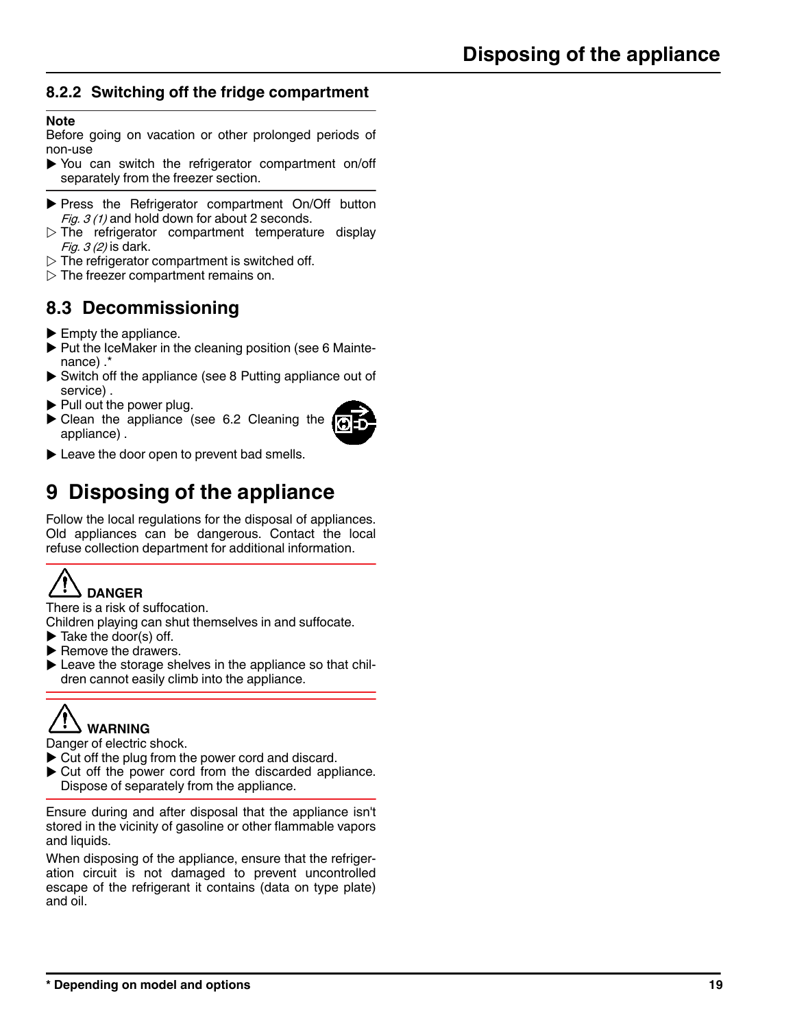### 8.2.2 Switching off the fridge compartment

**Note**
Before going on vacation or other prolonged periods of non-use

- ▶ You can switch the refrigerator compartment on/off separately from the freezer section.

- ▶ Press the Refrigerator compartment On/Off button *Fig. 3 (1)* and hold down for about 2 seconds.
- ▷ The refrigerator compartment temperature display *Fig. 3 (2)* is dark.
- ▷ The refrigerator compartment is switched off.
- ▷ The freezer compartment remains on.

## 8.3 Decommissioning

- ▶ Empty the appliance.
- ▶ Put the IceMaker in the cleaning position (see 6 Maintenance) .*
- ▶ Switch off the appliance (see 8 Putting appliance out of service) .
- ▶ Pull out the power plug.
- ▶ Clean the appliance (see 6.2 Cleaning the appliance) .
- ▶ Leave the door open to prevent bad smells.

# 9 Disposing of the appliance

Follow the local regulations for the disposal of appliances. Old appliances can be dangerous. Contact the local refuse collection department for additional information.

**DANGER**
There is a risk of suffocation.
Children playing can shut themselves in and suffocate.

- ▶ Take the door(s) off.
- ▶ Remove the drawers.
- ▶ Leave the storage shelves in the appliance so that children cannot easily climb into the appliance.

**WARNING**
Danger of electric shock.

- ▶ Cut off the plug from the power cord and discard.
- ▶ Cut off the power cord from the discarded appliance. Dispose of separately from the appliance.

Ensure during and after disposal that the appliance isn't stored in the vicinity of gasoline or other flammable vapors and liquids.

When disposing of the appliance, ensure that the refrigeration circuit is not damaged to prevent uncontrolled escape of the refrigerant it contains (data on type plate) and oil.

**\* Depending on model and options**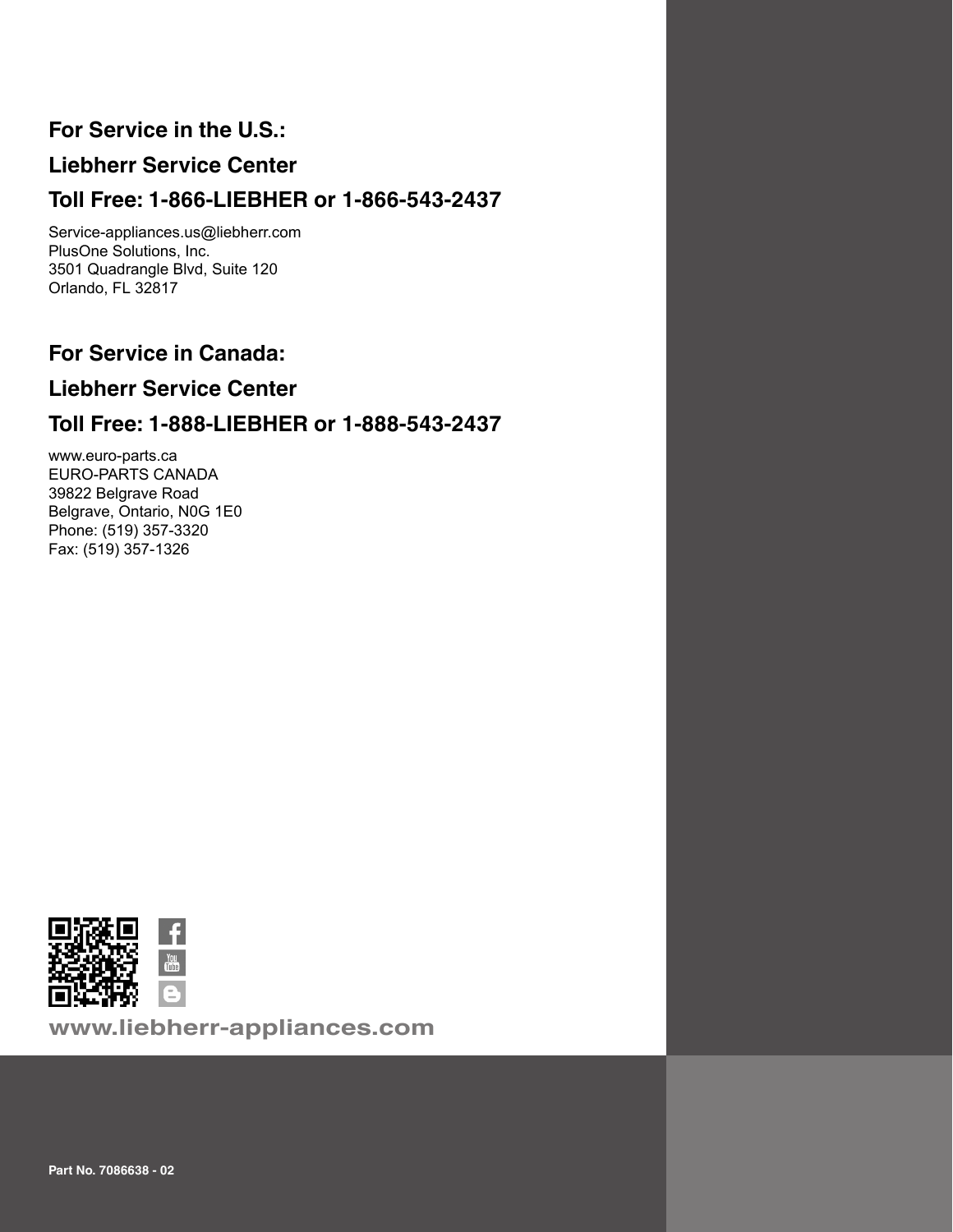## For Service in the U.S.:

## Liebherr Service Center

## Toll Free: 1-866-LIEBHER or 1-866-543-2437

Service-appliances.us@liebherr.com
PlusOne Solutions, Inc.
3501 Quadrangle Blvd, Suite 120
Orlando, FL 32817

## For Service in Canada:

## Liebherr Service Center

## Toll Free: 1-888-LIEBHER or 1-888-543-2437

www.euro-parts.ca
EURO-PARTS CANADA
39822 Belgrave Road
Belgrave, Ontario, N0G 1E0
Phone: (519) 357-3320
Fax: (519) 357-1326

**www.liebherr-appliances.com**

**Part No. 7086638 - 02**